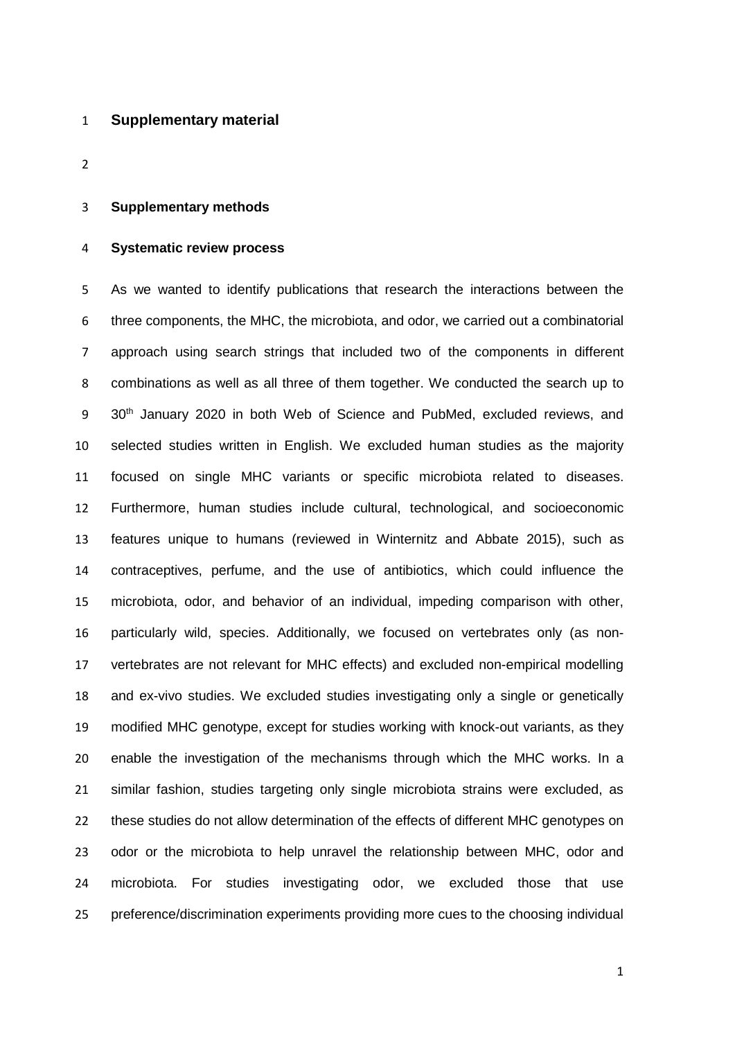# Supplementary material

## Supplementary methods

### Systematic review process

As we wanted to identify publications that research the interactions between the three components, the MHC, the microbiota, and odor, we carried out a combinatorial approach using search strings that included two of the components in different combinations as well as all three of them together. We conducted the search up to 30th January 2020 in both Web of Science and PubMed, excluded reviews, and selected studies written in English. We excluded human studies as the majority focused on single MHC variants or specific microbiota related to diseases. Furthermore, human studies include cultural, technological, and socioeconomic features unique to humans (reviewed in Winternitz and Abbate 2015), such as contraceptives, perfume, and the use of antibiotics, which could influence the microbiota, odor, and behavior of an individual, impeding comparison with other, particularly wild, species. Additionally, we focused on vertebrates only (as non-vertebrates are not relevant for MHC effects) and excluded non-empirical modelling and ex-vivo studies. We excluded studies investigating only a single or genetically modified MHC genotype, except for studies working with knock-out variants, as they enable the investigation of the mechanisms through which the MHC works. In a similar fashion, studies targeting only single microbiota strains were excluded, as these studies do not allow determination of the effects of different MHC genotypes on odor or the microbiota to help unravel the relationship between MHC, odor and microbiota. For studies investigating odor, we excluded those that use preference/discrimination experiments providing more cues to the choosing individual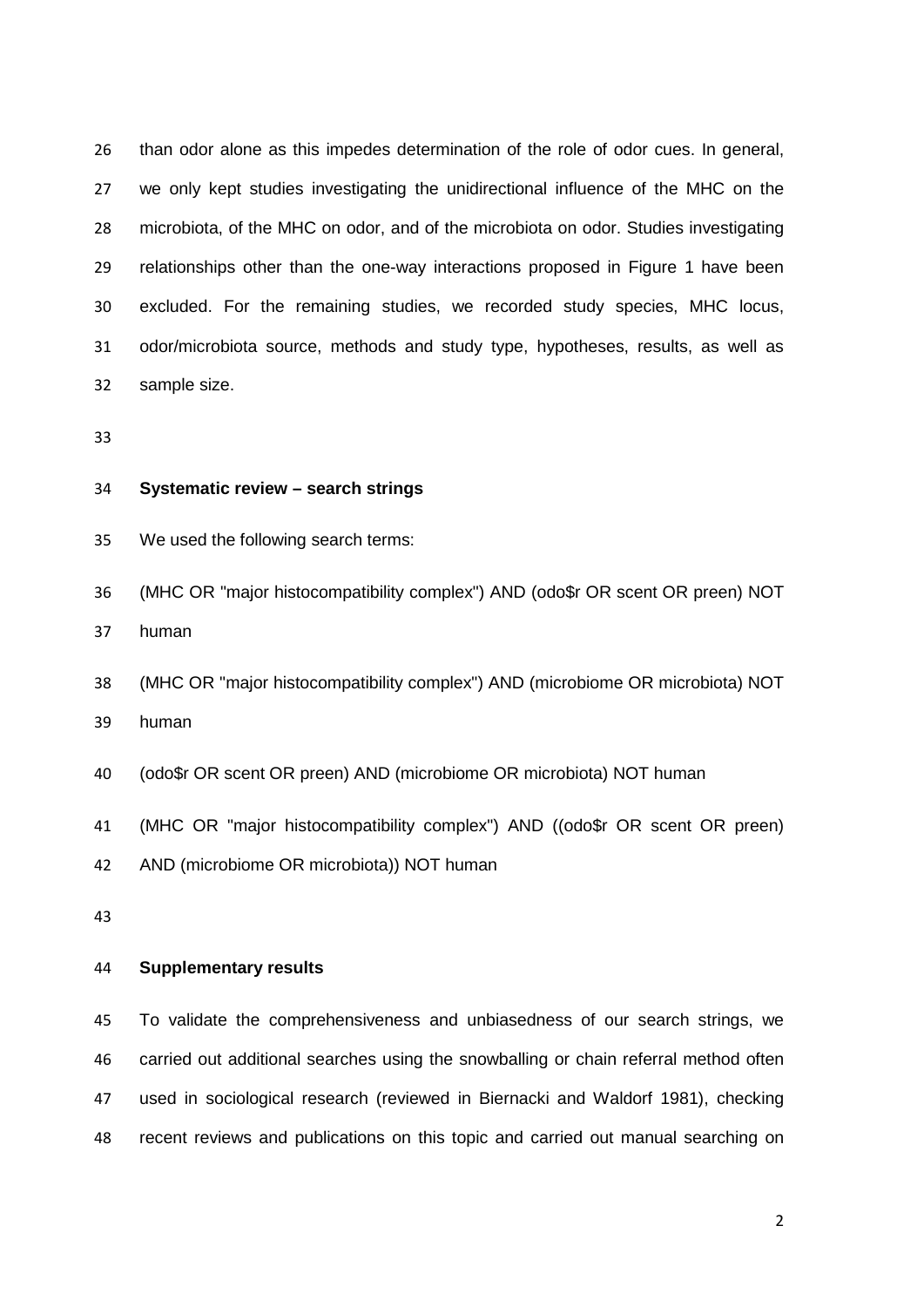than odor alone as this impedes determination of the role of odor cues. In general, we only kept studies investigating the unidirectional influence of the MHC on the microbiota, of the MHC on odor, and of the microbiota on odor. Studies investigating relationships other than the one-way interactions proposed in Figure 1 have been excluded. For the remaining studies, we recorded study species, MHC locus, odor/microbiota source, methods and study type, hypotheses, results, as well as sample size.

**Systematic review – search strings**

We used the following search terms:

(MHC OR "major histocompatibility complex") AND (odo$r OR scent OR preen) NOT human

(MHC OR "major histocompatibility complex") AND (microbiome OR microbiota) NOT human

(odo$r OR scent OR preen) AND (microbiome OR microbiota) NOT human

(MHC OR "major histocompatibility complex") AND ((odo$r OR scent OR preen) AND (microbiome OR microbiota)) NOT human

**Supplementary results**

To validate the comprehensiveness and unbiasedness of our search strings, we carried out additional searches using the snowballing or chain referral method often used in sociological research (reviewed in Biernacki and Waldorf 1981), checking recent reviews and publications on this topic and carried out manual searching on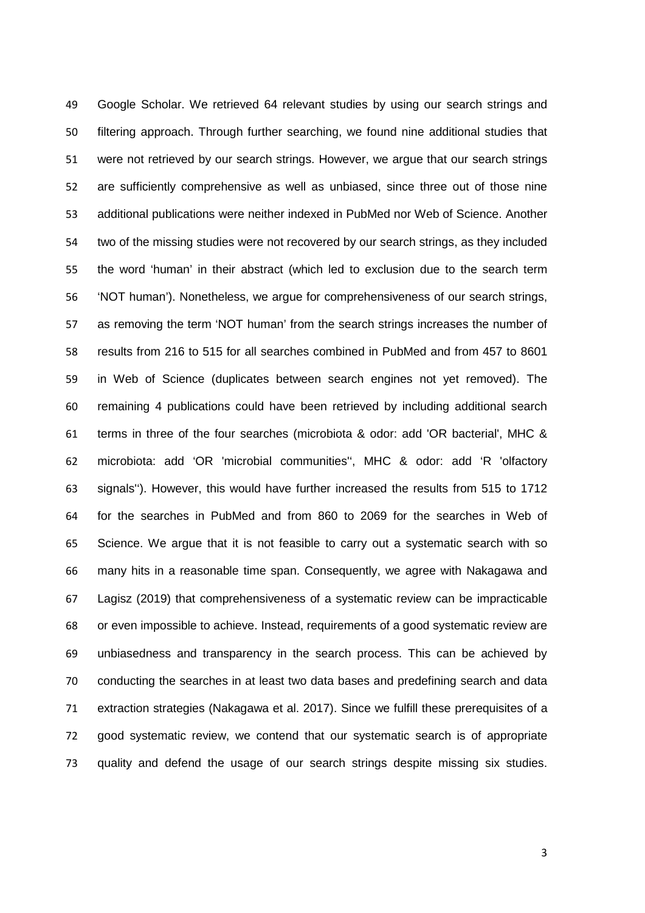Google Scholar. We retrieved 64 relevant studies by using our search strings and filtering approach. Through further searching, we found nine additional studies that were not retrieved by our search strings. However, we argue that our search strings are sufficiently comprehensive as well as unbiased, since three out of those nine additional publications were neither indexed in PubMed nor Web of Science. Another two of the missing studies were not recovered by our search strings, as they included the word 'human' in their abstract (which led to exclusion due to the search term 'NOT human'). Nonetheless, we argue for comprehensiveness of our search strings, as removing the term 'NOT human' from the search strings increases the number of results from 216 to 515 for all searches combined in PubMed and from 457 to 8601 in Web of Science (duplicates between search engines not yet removed). The remaining 4 publications could have been retrieved by including additional search terms in three of the four searches (microbiota & odor: add 'OR bacterial', MHC & microbiota: add 'OR 'microbial communities'', MHC & odor: add 'R 'olfactory signals''). However, this would have further increased the results from 515 to 1712 for the searches in PubMed and from 860 to 2069 for the searches in Web of Science. We argue that it is not feasible to carry out a systematic search with so many hits in a reasonable time span. Consequently, we agree with Nakagawa and Lagisz (2019) that comprehensiveness of a systematic review can be impracticable or even impossible to achieve. Instead, requirements of a good systematic review are unbiasedness and transparency in the search process. This can be achieved by conducting the searches in at least two data bases and predefining search and data extraction strategies (Nakagawa et al. 2017). Since we fulfill these prerequisites of a good systematic review, we contend that our systematic search is of appropriate quality and defend the usage of our search strings despite missing six studies.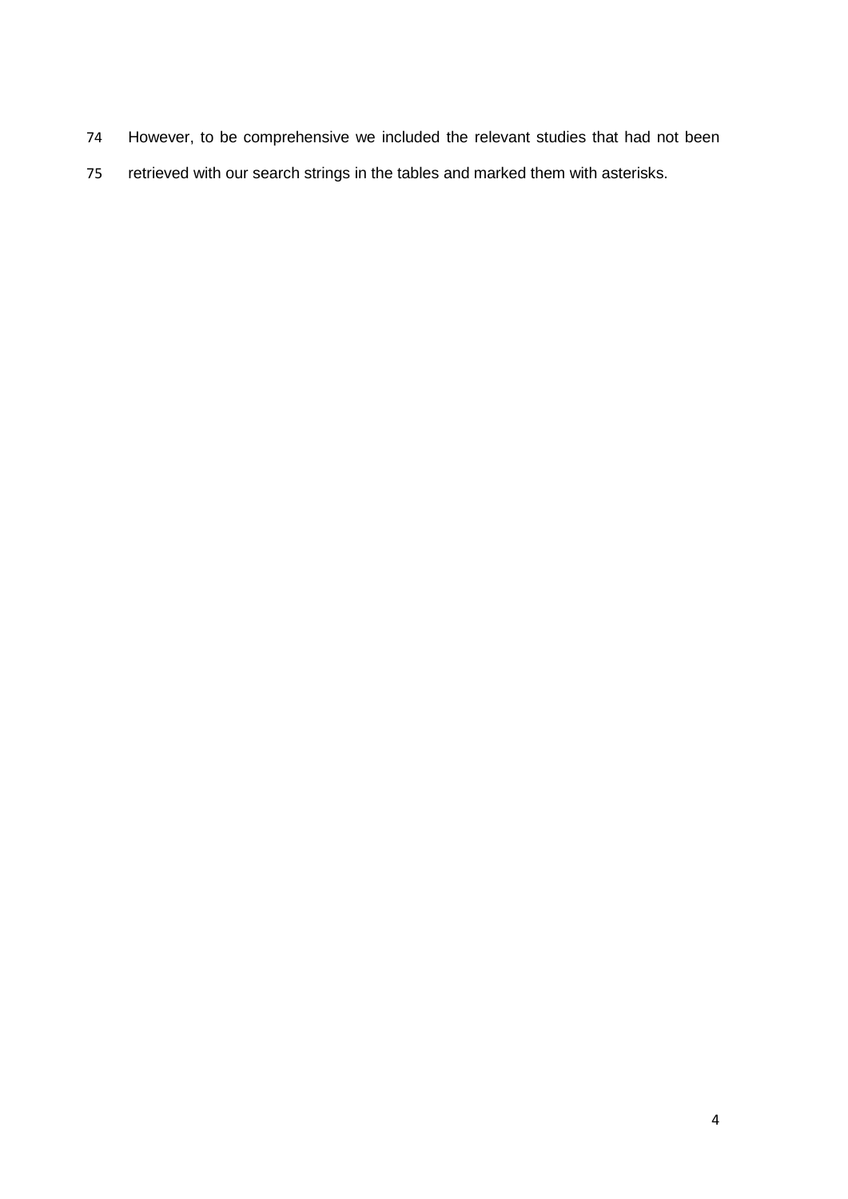However, to be comprehensive we included the relevant studies that had not been retrieved with our search strings in the tables and marked them with asterisks.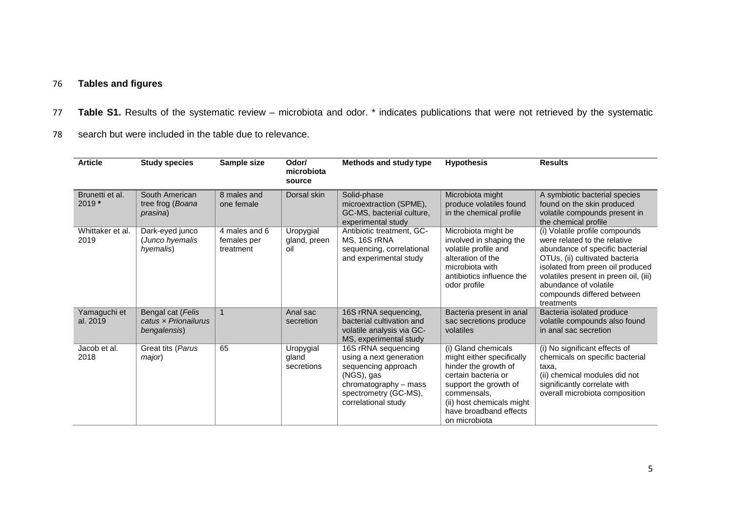## Tables and figures

**Table S1.** Results of the systematic review – microbiota and odor. * indicates publications that were not retrieved by the systematic search but were included in the table due to relevance.

| Article | Study species | Sample size | Odor/ microbiota source | Methods and study type | Hypothesis | Results |
|---|---|---|---|---|---|---|
| Brunetti et al. 2019 **\*** | South American tree frog (*Boana prasina*) | 8 males and one female | Dorsal skin | Solid-phase microextraction (SPME), GC-MS, bacterial culture, experimental study | Microbiota might produce volatiles found in the chemical profile | A symbiotic bacterial species found on the skin produced volatile compounds present in the chemical profile |
| Whittaker et al. 2019 | Dark-eyed junco (*Junco hyemalis hyemalis*) | 4 males and 6 females per treatment | Uropygial gland, preen oil | Antibiotic treatment, GC-MS, 16S rRNA sequencing, correlational and experimental study | Microbiota might be involved in shaping the volatile profile and alteration of the microbiota with antibiotics influence the odor profile | (i) Volatile profile compounds were related to the relative abundance of specific bacterial OTUs, (ii) cultivated bacteria isolated from preen oil produced volatiles present in preen oil, (iii) abundance of volatile compounds differed between treatments |
| Yamaguchi et al. 2019 | Bengal cat (*Felis catus × Prionailurus bengalensis*) | 1 | Anal sac secretion | 16S rRNA sequencing, bacterial cultivation and volatile analysis via GC-MS, experimental study | Bacteria present in anal sac secretions produce volatiles | Bacteria isolated produce volatile compounds also found in anal sac secretion |
| Jacob et al. 2018 | Great tits (*Parus major*) | 65 | Uropygial gland secretions | 16S rRNA sequencing using a next generation sequencing approach (NGS), gas chromatography – mass spectrometry (GC-MS), correlational study | (i) Gland chemicals might either specifically hinder the growth of certain bacteria or support the growth of commensals, (ii) host chemicals might have broadband effects on microbiota | (i) No significant effects of chemicals on specific bacterial taxa, (ii) chemical modules did not significantly correlate with overall microbiota composition |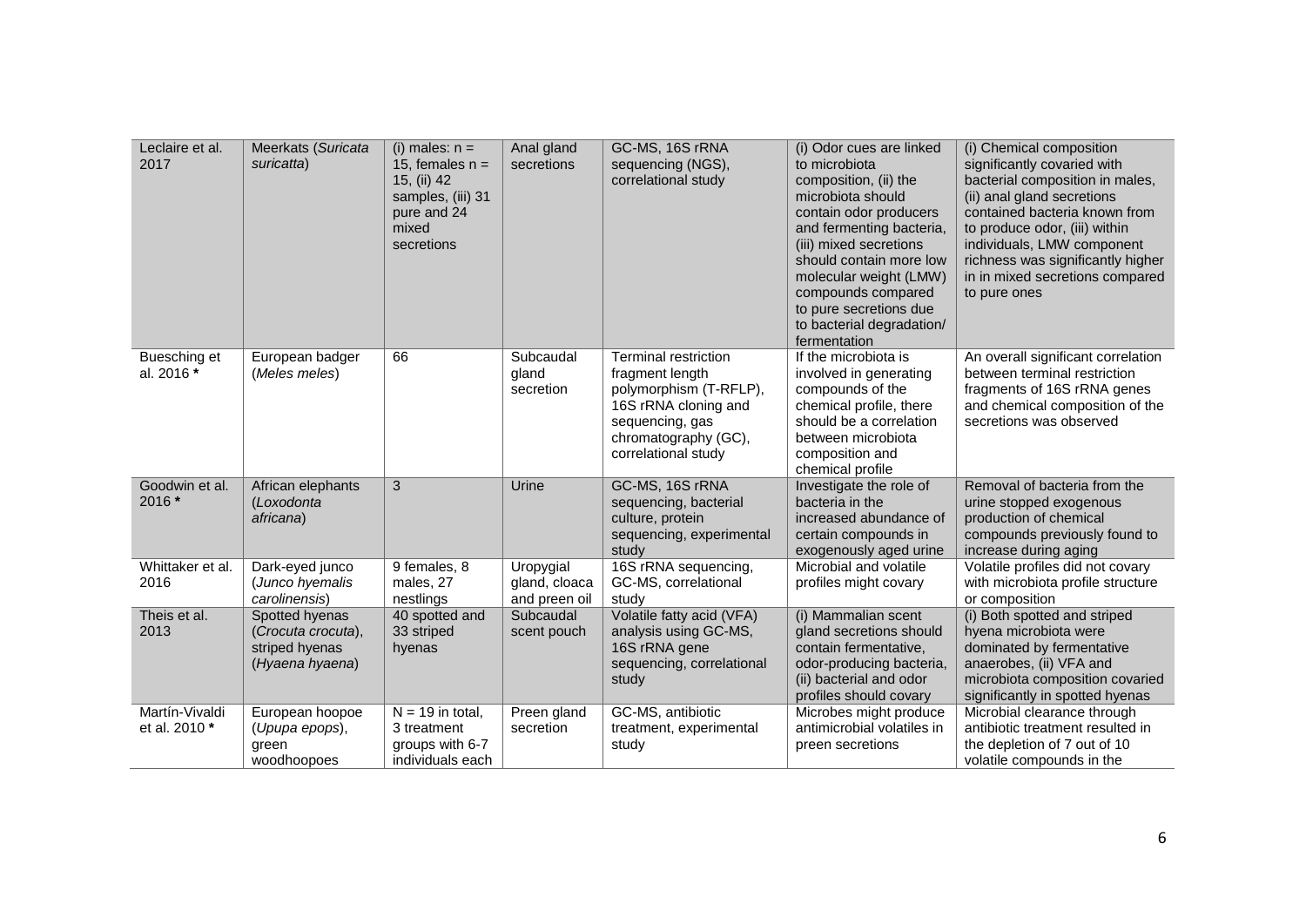| Leclaire et al. 2017 | Meerkats (*Suricata suricatta*) | (i) males: n = 15, females n = 15, (ii) 42 samples, (iii) 31 pure and 24 mixed secretions | Anal gland secretions | GC-MS, 16S rRNA sequencing (NGS), correlational study | (i) Odor cues are linked to microbiota composition, (ii) the microbiota should contain odor producers and fermenting bacteria, (iii) mixed secretions should contain more low molecular weight (LMW) compounds compared to pure secretions due to bacterial degradation/ fermentation | (i) Chemical composition significantly covaried with bacterial composition in males, (ii) anal gland secretions contained bacteria known from to produce odor, (iii) within individuals, LMW component richness was significantly higher in mixed secretions compared to pure ones |
|---|---|---|---|---|---|---|
| Buesching et al. 2016 * | European badger (*Meles meles*) | 66 | Subcaudal gland secretion | Terminal restriction fragment length polymorphism (T-RFLP), 16S rRNA cloning and sequencing, gas chromatography (GC), correlational study | If the microbiota is involved in generating compounds of the chemical profile, there should be a correlation between microbiota composition and chemical profile | An overall significant correlation between terminal restriction fragments of 16S rRNA genes and chemical composition of the secretions was observed |
| Goodwin et al. 2016 * | African elephants (*Loxodonta africana*) | 3 | Urine | GC-MS, 16S rRNA sequencing, bacterial culture, protein sequencing, experimental study | Investigate the role of bacteria in the increased abundance of certain compounds in exogenously aged urine | Removal of bacteria from the urine stopped exogenous production of chemical compounds previously found to increase during aging |
| Whittaker et al. 2016 | Dark-eyed junco (*Junco hyemalis carolinensis*) | 9 females, 8 males, 27 nestlings | Uropygial gland, cloaca and preen oil | 16S rRNA sequencing, GC-MS, correlational study | Microbial and volatile profiles might covary | Volatile profiles did not covary with microbiota profile structure or composition |
| Theis et al. 2013 | Spotted hyenas (*Crocuta crocuta*), striped hyenas (*Hyaena hyaena*) | 40 spotted and 33 striped hyenas | Subcaudal scent pouch | Volatile fatty acid (VFA) analysis using GC-MS, 16S rRNA gene sequencing, correlational study | (i) Mammalian scent gland secretions should contain fermentative, odor-producing bacteria, (ii) bacterial and odor profiles should covary | (i) Both spotted and striped hyena microbiota were dominated by fermentative anaerobes, (ii) VFA and microbiota composition covaried significantly in spotted hyenas |
| Martín-Vivaldi et al. 2010 * | European hoopoe (*Upupa epops*), green woodhoopoes | N = 19 in total, 3 treatment groups with 6-7 individuals each | Preen gland secretion | GC-MS, antibiotic treatment, experimental study | Microbes might produce antimicrobial volatiles in preen secretions | Microbial clearance through antibiotic treatment resulted in the depletion of 7 out of 10 volatile compounds in the |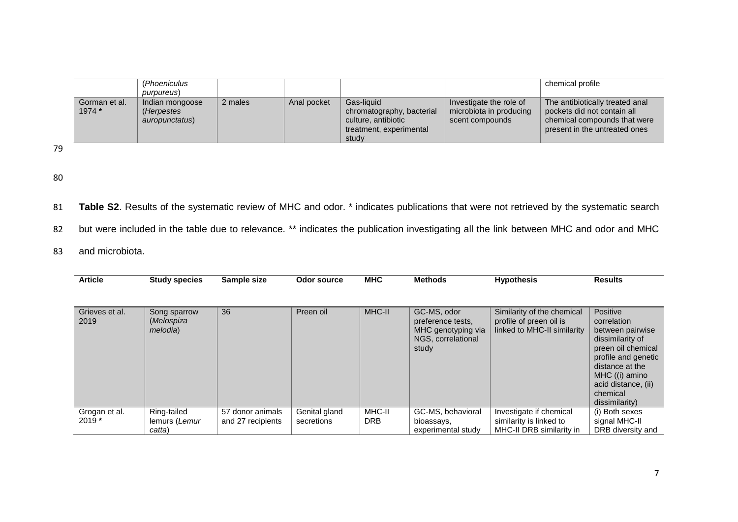| | (*Phoeniculus purpureus*) | | | | | chemical profile |
|---|---|---|---|---|---|---|
| Gorman et al. 1974 * | Indian mongoose (*Herpestes auropunctatus*) | 2 males | Anal pocket | Gas-liquid chromatography, bacterial culture, antibiotic treatment, experimental study | Investigate the role of microbiota in producing scent compounds | The antibiotically treated anal pockets did not contain all chemical compounds that were present in the untreated ones |

**Table S2**. Results of the systematic review of MHC and odor. * indicates publications that were not retrieved by the systematic search but were included in the table due to relevance. ** indicates the publication investigating all the link between MHC and odor and MHC and microbiota.

| Article | Study species | Sample size | Odor source | MHC | Methods | Hypothesis | Results |
|---|---|---|---|---|---|---|---|
| Grieves et al. 2019 | Song sparrow (*Melospiza melodia*) | 36 | Preen oil | MHC-II | GC-MS, odor preference tests, MHC genotyping via NGS, correlational study | Similarity of the chemical profile of preen oil is linked to MHC-II similarity | Positive correlation between pairwise dissimilarity of preen oil chemical profile and genetic distance at the MHC ((i) amino acid distance, (ii) chemical dissimilarity) |
| Grogan et al. 2019 * | Ring-tailed lemurs (*Lemur catta*) | 57 donor animals and 27 recipients | Genital gland secretions | MHC-II DRB | GC-MS, behavioral bioassays, experimental study | Investigate if chemical similarity is linked to MHC-II DRB similarity in | (i) Both sexes signal MHC-II DRB diversity and |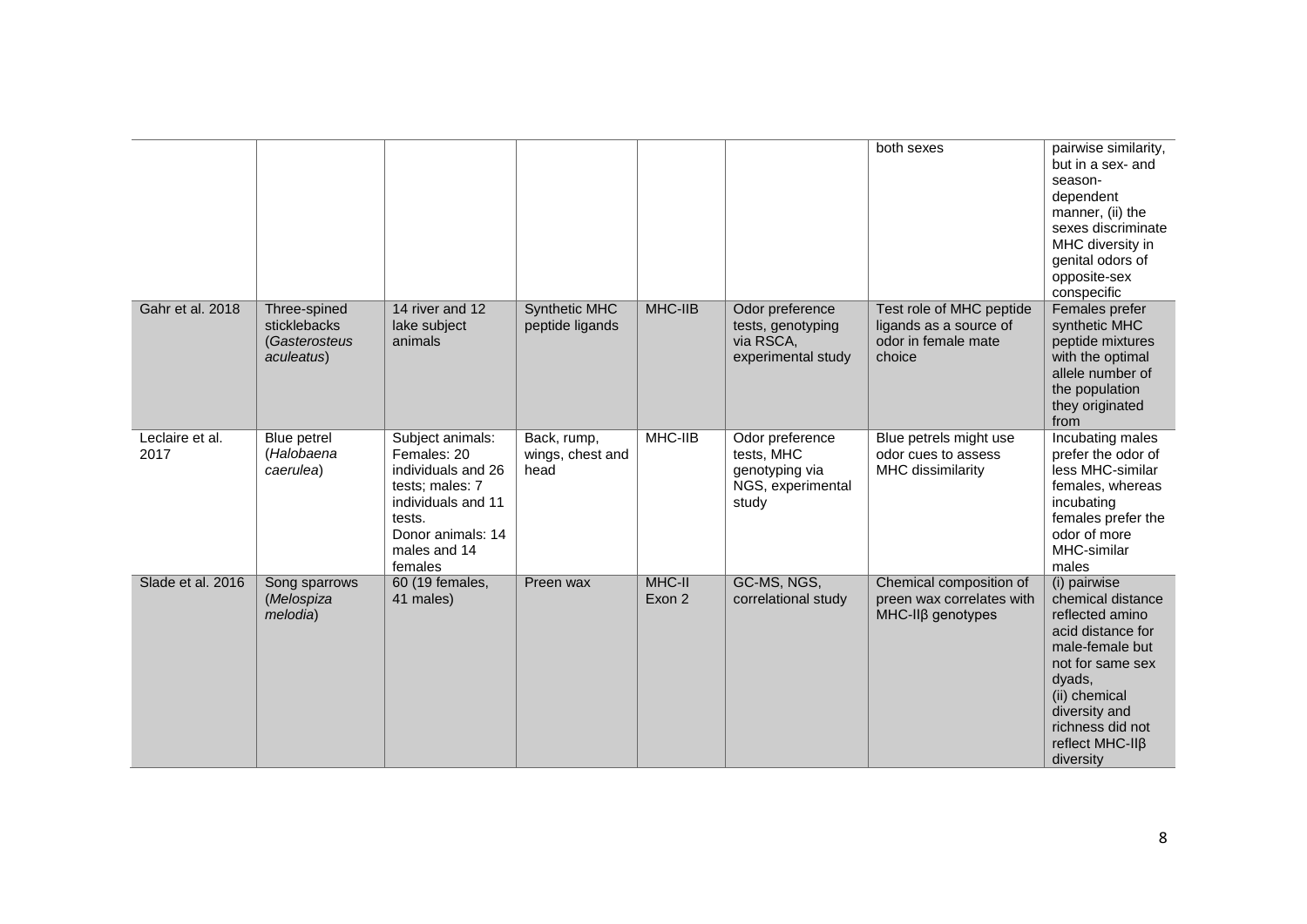| | | | | | | | |
|---|---|---|---|---|---|---|---|
| | | | | | | both sexes | pairwise similarity, but in a sex- and season-dependent manner, (ii) the sexes discriminate MHC diversity in genital odors of opposite-sex conspecific |
| Gahr et al. 2018 | Three-spined sticklebacks (*Gasterosteus aculeatus*) | 14 river and 12 lake subject animals | Synthetic MHC peptide ligands | MHC-IIB | Odor preference tests, genotyping via RSCA, experimental study | Test role of MHC peptide ligands as a source of odor in female mate choice | Females prefer synthetic MHC peptide mixtures with the optimal allele number of the population they originated from |
| Leclaire et al. 2017 | Blue petrel (*Halobaena caerulea*) | Subject animals: Females: 20 individuals and 26 tests; males: 7 individuals and 11 tests. Donor animals: 14 males and 14 females | Back, rump, wings, chest and head | MHC-IIB | Odor preference tests, MHC genotyping via NGS, experimental study | Blue petrels might use odor cues to assess MHC dissimilarity | Incubating males prefer the odor of less MHC-similar females, whereas incubating females prefer the odor of more MHC-similar males |
| Slade et al. 2016 | Song sparrows (*Melospiza melodia*) | 60 (19 females, 41 males) | Preen wax | MHC-II Exon 2 | GC-MS, NGS, correlational study | Chemical composition of preen wax correlates with MHC-IIβ genotypes | (i) pairwise chemical distance reflected amino acid distance for male-female but not for same sex dyads, (ii) chemical diversity and richness did not reflect MHC-IIβ diversity |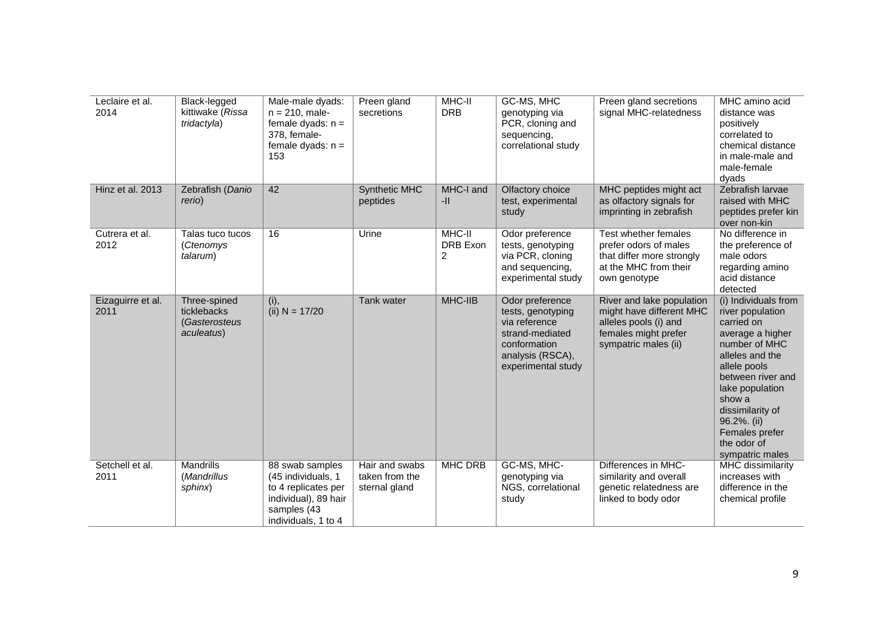| | | | | | | | |
|---|---|---|---|---|---|---|---|
| Leclaire et al. 2014 | Black-legged kittiwake (*Rissa tridactyla*) | Male-male dyads: n = 210, male-female dyads: n = 378, female-female dyads: n = 153 | Preen gland secretions | MHC-II DRB | GC-MS, MHC genotyping via PCR, cloning and sequencing, correlational study | Preen gland secretions signal MHC-relatedness | MHC amino acid distance was positively correlated to chemical distance in male-male and male-female dyads |
| Hinz et al. 2013 | Zebrafish (*Danio rerio*) | 42 | Synthetic MHC peptides | MHC-I and -II | Olfactory choice test, experimental study | MHC peptides might act as olfactory signals for imprinting in zebrafish | Zebrafish larvae raised with MHC peptides prefer kin over non-kin |
| Cutrera et al. 2012 | Talas tuco tucos (*Ctenomys talarum*) | 16 | Urine | MHC-II DRB Exon 2 | Odor preference tests, genotyping via PCR, cloning and sequencing, experimental study | Test whether females prefer odors of males that differ more strongly at the MHC from their own genotype | No difference in the preference of male odors regarding amino acid distance detected |
| Eizaguirre et al. 2011 | Three-spined ticklebacks (*Gasterosteus aculeatus*) | (i), (ii) N = 17/20 | Tank water | MHC-IIB | Odor preference tests, genotyping via reference strand-mediated conformation analysis (RSCA), experimental study | River and lake population might have different MHC alleles pools (i) and females might prefer sympatric males (ii) | (i) Individuals from river population carried on average a higher number of MHC alleles and the allele pools between river and lake population show a dissimilarity of 96.2%. (ii) Females prefer the odor of sympatric males |
| Setchell et al. 2011 | Mandrills (*Mandrillus sphinx*) | 88 swab samples (45 individuals, 1 to 4 replicates per individual), 89 hair samples (43 individuals, 1 to 4 | Hair and swabs taken from the sternal gland | MHC DRB | GC-MS, MHC-genotyping via NGS, correlational study | Differences in MHC-similarity and overall genetic relatedness are linked to body odor | MHC dissimilarity increases with difference in the chemical profile |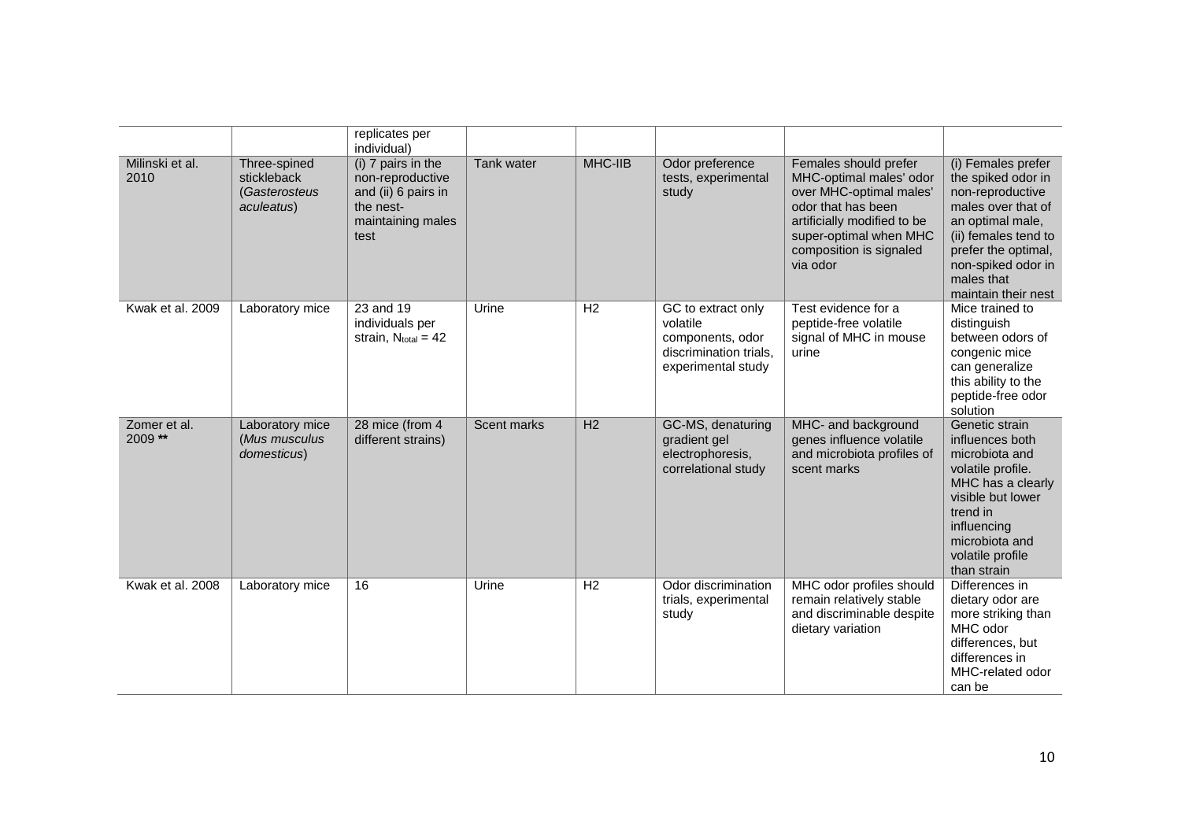| | | replicates per individual) | | | | | |
|---|---|---|---|---|---|---|---|
| Milinski et al. 2010 | Three-spined stickleback (*Gasterosteus aculeatus*) | (i) 7 pairs in the non-reproductive and (ii) 6 pairs in the nest-maintaining males test | Tank water | MHC-IIB | Odor preference tests, experimental study | Females should prefer MHC-optimal males' odor over MHC-optimal males' odor that has been artificially modified to be super-optimal when MHC composition is signaled via odor | (i) Females prefer the spiked odor in non-reproductive males over that of an optimal male, (ii) females tend to prefer the optimal, non-spiked odor in males that maintain their nest |
| Kwak et al. 2009 | Laboratory mice | 23 and 19 individuals per strain, $N_{total}$ = 42 | Urine | H2 | GC to extract only volatile components, odor discrimination trials, experimental study | Test evidence for a peptide-free volatile signal of MHC in mouse urine | Mice trained to distinguish between odors of congenic mice can generalize this ability to the peptide-free odor solution |
| Zomer et al. 2009 ** | Laboratory mice (*Mus musculus domesticus*) | 28 mice (from 4 different strains) | Scent marks | H2 | GC-MS, denaturing gradient gel electrophoresis, correlational study | MHC- and background genes influence volatile and microbiota profiles of scent marks | Genetic strain influences both microbiota and volatile profile. MHC has a clearly visible but lower trend in influencing microbiota and volatile profile than strain |
| Kwak et al. 2008 | Laboratory mice | 16 | Urine | H2 | Odor discrimination trials, experimental study | MHC odor profiles should remain relatively stable and discriminable despite dietary variation | Differences in dietary odor are more striking than MHC odor differences, but differences in MHC-related odor can be |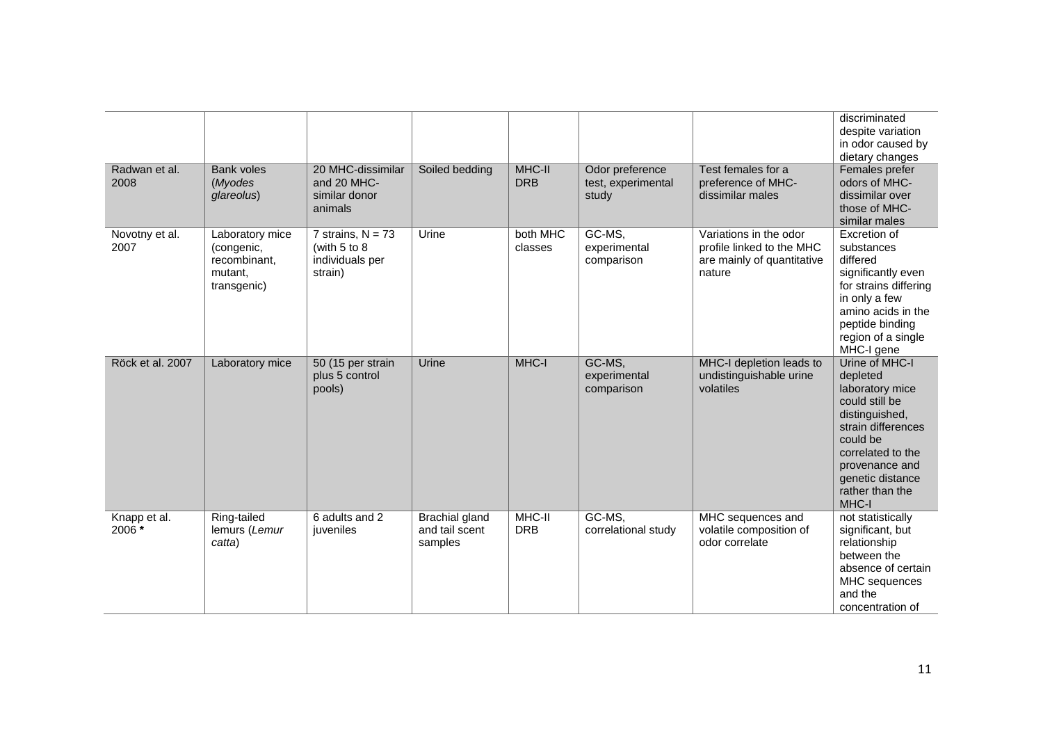| | | | | | | | |
|---|---|---|---|---|---|---|---|
| | | | | | | | discriminated despite variation in odor caused by dietary changes |
| Radwan et al. 2008 | Bank voles (*Myodes glareolus*) | 20 MHC-dissimilar and 20 MHC-similar donor animals | Soiled bedding | MHC-II DRB | Odor preference test, experimental study | Test females for a preference of MHC-dissimilar males | Females prefer odors of MHC-dissimilar over those of MHC-similar males |
| Novotny et al. 2007 | Laboratory mice (congenic, recombinant, mutant, transgenic) | 7 strains, N = 73 (with 5 to 8 individuals per strain) | Urine | both MHC classes | GC-MS, experimental comparison | Variations in the odor profile linked to the MHC are mainly of quantitative nature | Excretion of substances differed significantly even for strains differing in only a few amino acids in the peptide binding region of a single MHC-I gene |
| Röck et al. 2007 | Laboratory mice | 50 (15 per strain plus 5 control pools) | Urine | MHC-I | GC-MS, experimental comparison | MHC-I depletion leads to undistinguishable urine volatiles | Urine of MHC-I depleted laboratory mice could still be distinguished, strain differences could be correlated to the provenance and genetic distance rather than the MHC-I |
| Knapp et al. 2006 **\*** | Ring-tailed lemurs (*Lemur catta*) | 6 adults and 2 juveniles | Brachial gland and tail scent samples | MHC-II DRB | GC-MS, correlational study | MHC sequences and volatile composition of odor correlate | not statistically significant, but relationship between the absence of certain MHC sequences and the concentration of |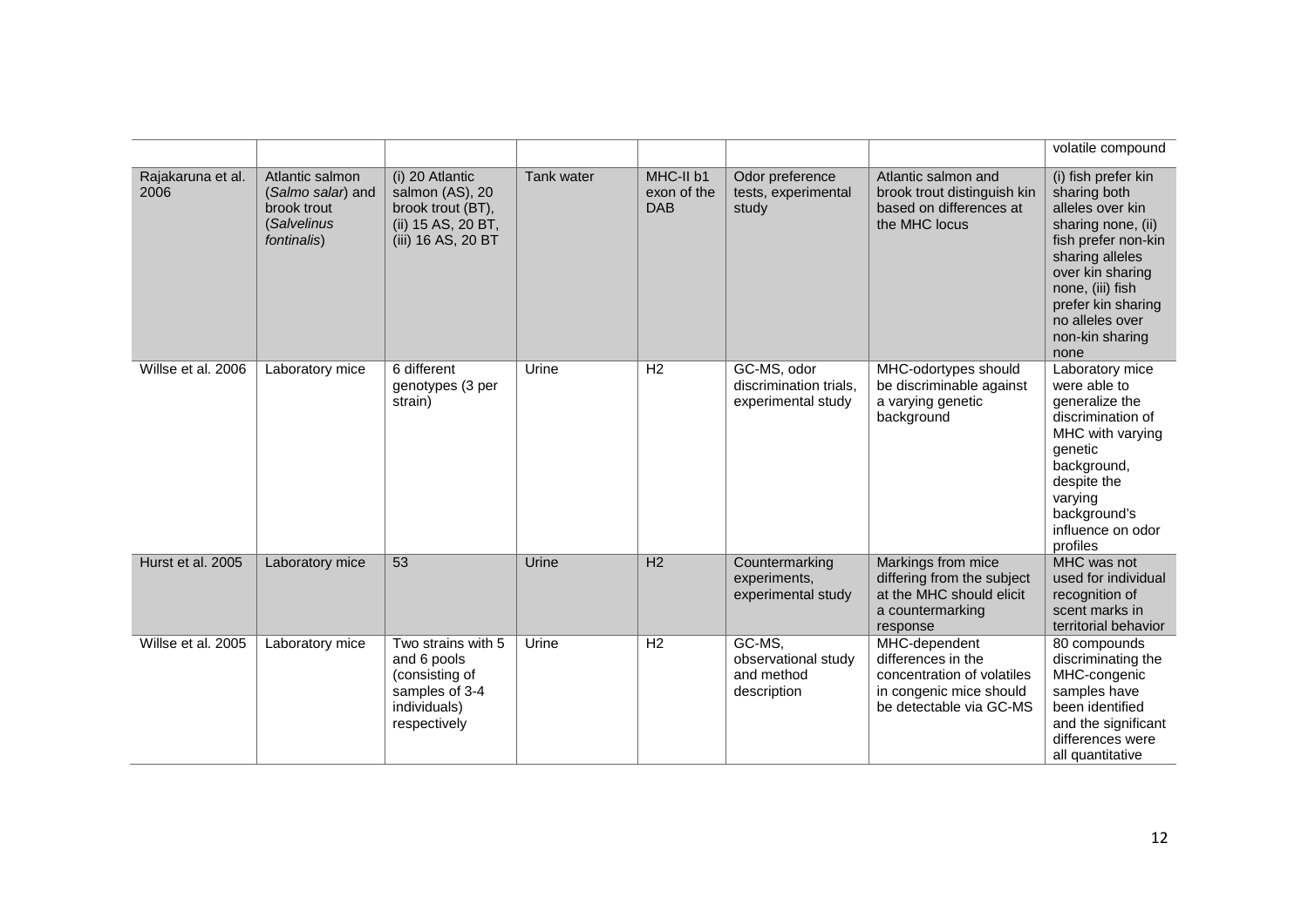| | | | | | | | volatile compound |
|---|---|---|---|---|---|---|---|
| Rajakaruna et al. 2006 | Atlantic salmon (*Salmo salar*) and brook trout (*Salvelinus fontinalis*) | (i) 20 Atlantic salmon (AS), 20 brook trout (BT), (ii) 15 AS, 20 BT, (iii) 16 AS, 20 BT | Tank water | MHC-II b1 exon of the DAB | Odor preference tests, experimental study | Atlantic salmon and brook trout distinguish kin based on differences at the MHC locus | (i) fish prefer kin sharing both alleles over kin sharing none, (ii) fish prefer non-kin sharing alleles over kin sharing none, (iii) fish prefer kin sharing no alleles over non-kin sharing none |
| Willse et al. 2006 | Laboratory mice | 6 different genotypes (3 per strain) | Urine | H2 | GC-MS, odor discrimination trials, experimental study | MHC-odortypes should be discriminable against a varying genetic background | Laboratory mice were able to generalize the discrimination of MHC with varying genetic background, despite the varying background's influence on odor profiles |
| Hurst et al. 2005 | Laboratory mice | 53 | Urine | H2 | Countermarking experiments, experimental study | Markings from mice differing from the subject at the MHC should elicit a countermarking response | MHC was not used for individual recognition of scent marks in territorial behavior |
| Willse et al. 2005 | Laboratory mice | Two strains with 5 and 6 pools (consisting of samples of 3-4 individuals) respectively | Urine | H2 | GC-MS, observational study and method description | MHC-dependent differences in the concentration of volatiles in congenic mice should be detectable via GC-MS | 80 compounds discriminating the MHC-congenic samples have been identified and the significant differences were all quantitative |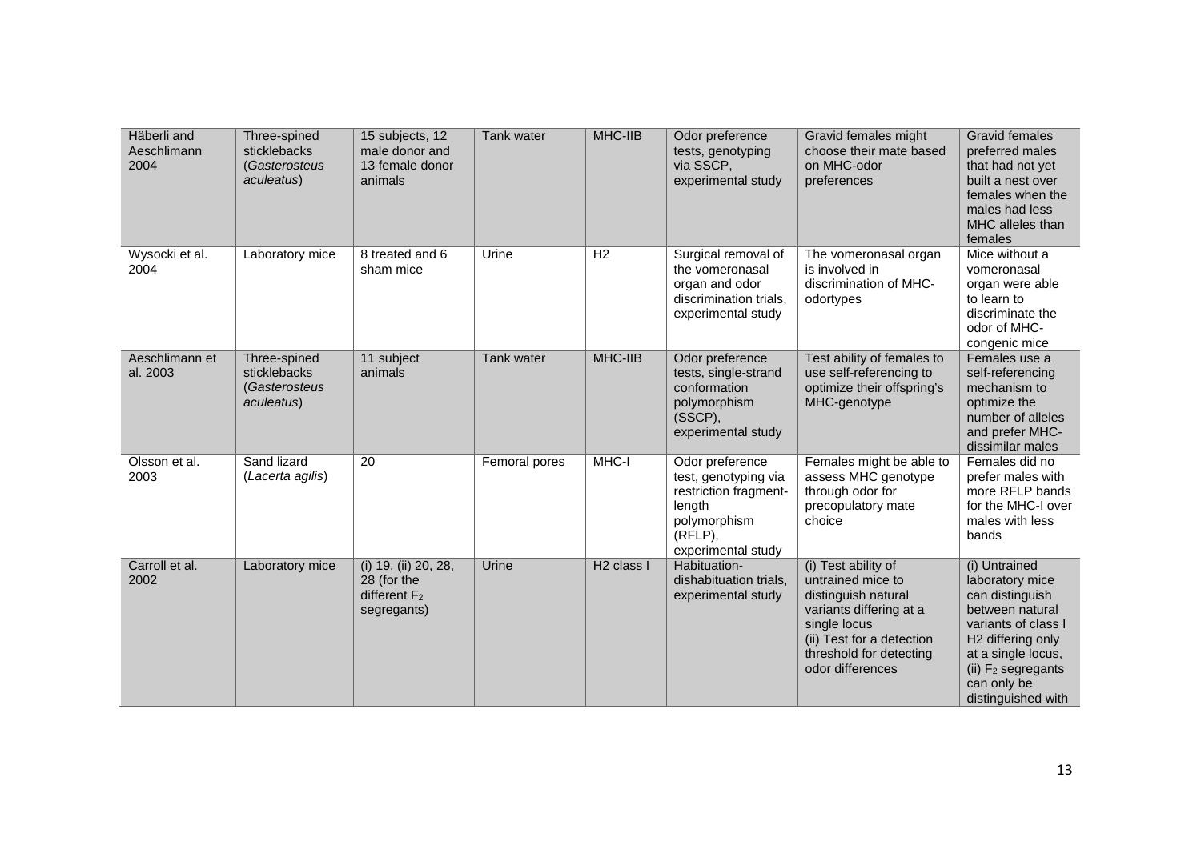| Häberli and Aeschlimann 2004 | Three-spined sticklebacks (*Gasterosteus aculeatus*) | 15 subjects, 12 male donor and 13 female donor animals | Tank water | MHC-IIB | Odor preference tests, genotyping via SSCP, experimental study | Gravid females might choose their mate based on MHC-odor preferences | Gravid females preferred males that had not yet built a nest over females when the males had less MHC alleles than females |
|---|---|---|---|---|---|---|---|
| Wysocki et al. 2004 | Laboratory mice | 8 treated and 6 sham mice | Urine | H2 | Surgical removal of the vomeronasal organ and odor discrimination trials, experimental study | The vomeronasal organ is involved in discrimination of MHC-odortypes | Mice without a vomeronasal organ were able to learn to discriminate the odor of MHC-congenic mice |
| Aeschlimann et al. 2003 | Three-spined sticklebacks (*Gasterosteus aculeatus*) | 11 subject animals | Tank water | MHC-IIB | Odor preference tests, single-strand conformation polymorphism (SSCP), experimental study | Test ability of females to use self-referencing to optimize their offspring's MHC-genotype | Females use a self-referencing mechanism to optimize the number of alleles and prefer MHC-dissimilar males |
| Olsson et al. 2003 | Sand lizard (*Lacerta agilis*) | 20 | Femoral pores | MHC-I | Odor preference test, genotyping via restriction fragment-length polymorphism (RFLP), experimental study | Females might be able to assess MHC genotype through odor for precopulatory mate choice | Females did no prefer males with more RFLP bands for the MHC-I over males with less bands |
| Carroll et al. 2002 | Laboratory mice | (i) 19, (ii) 20, 28, 28 (for the different $F_2$ segregants) | Urine | H2 class I | Habituation-dishabituation trials, experimental study | (i) Test ability of untrained mice to distinguish natural variants differing at a single locus (ii) Test for a detection threshold for detecting odor differences | (i) Untrained laboratory mice can distinguish between natural variants of class I H2 differing only at a single locus, (ii) $F_2$ segregants can only be distinguished with |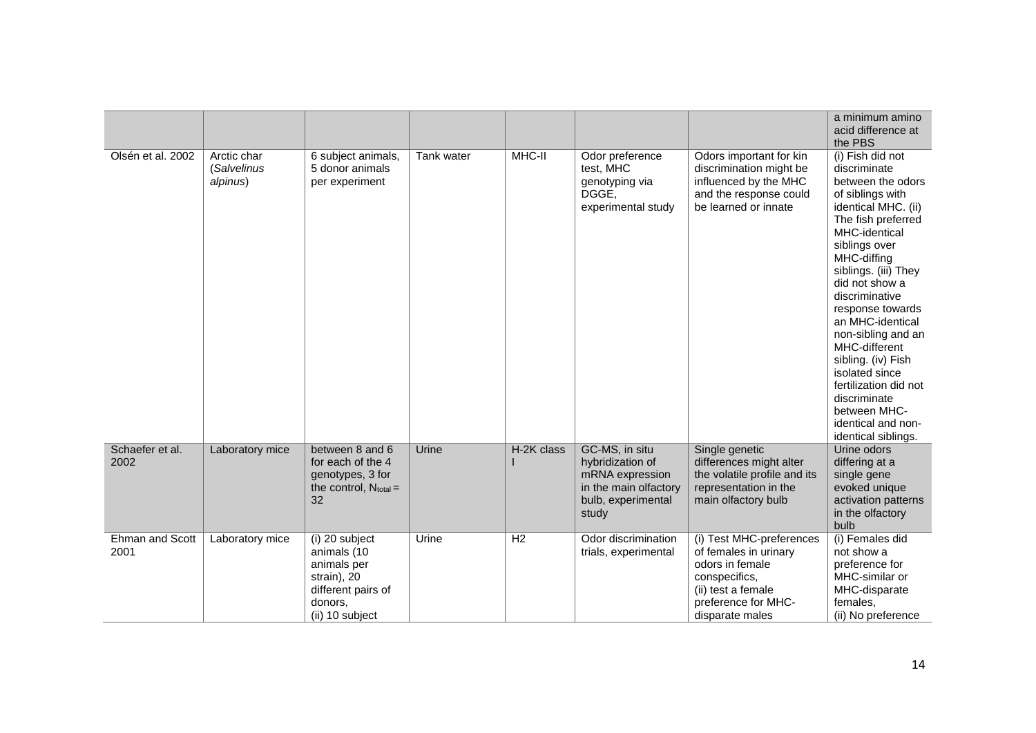| | | | | | | | a minimum amino acid difference at the PBS |
|---|---|---|---|---|---|---|---|
| Olsén et al. 2002 | Arctic char (*Salvelinus alpinus*) | 6 subject animals, 5 donor animals per experiment | Tank water | MHC-II | Odor preference test, MHC genotyping via DGGE, experimental study | Odors important for kin discrimination might be influenced by the MHC and the response could be learned or innate | (i) Fish did not discriminate between the odors of siblings with identical MHC. (ii) The fish preferred MHC-identical siblings over MHC-diffing siblings. (iii) They did not show a discriminative response towards an MHC-identical non-sibling and an MHC-different sibling. (iv) Fish isolated since fertilization did not discriminate between MHC-identical and non-identical siblings. |
| Schaefer et al. 2002 | Laboratory mice | between 8 and 6 for each of the 4 genotypes, 3 for the control, $N_{total}$ = 32 | Urine | H-2K class I | GC-MS, in situ hybridization of mRNA expression in the main olfactory bulb, experimental study | Single genetic differences might alter the volatile profile and its representation in the main olfactory bulb | Urine odors differing at a single gene evoked unique activation patterns in the olfactory bulb |
| Ehman and Scott 2001 | Laboratory mice | (i) 20 subject animals (10 animals per strain), 20 different pairs of donors, (ii) 10 subject | Urine | H2 | Odor discrimination trials, experimental | (i) Test MHC-preferences of females in urinary odors in female conspecifics, (ii) test a female preference for MHC-disparate males | (i) Females did not show a preference for MHC-similar or MHC-disparate females, (ii) No preference |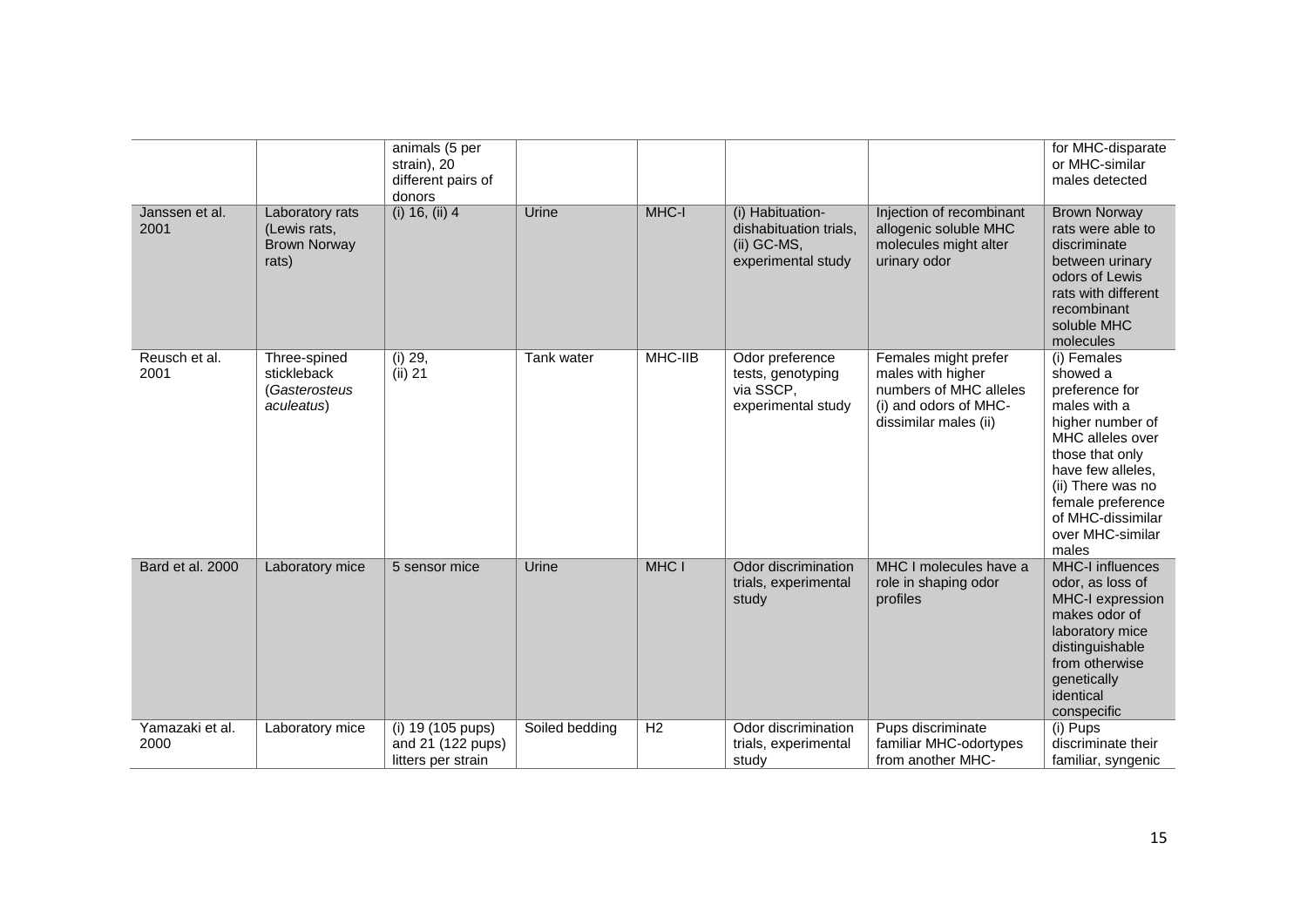| | | animals (5 per strain), 20 different pairs of donors | | | | | for MHC-disparate or MHC-similar males detected |
|---|---|---|---|---|---|---|---|
| Janssen et al. 2001 | Laboratory rats (Lewis rats, Brown Norway rats) | (i) 16, (ii) 4 | Urine | MHC-I | (i) Habituation-dishabituation trials, (ii) GC-MS, experimental study | Injection of recombinant allogenic soluble MHC molecules might alter urinary odor | Brown Norway rats were able to discriminate between urinary odors of Lewis rats with different recombinant soluble MHC molecules |
| Reusch et al. 2001 | Three-spined stickleback (*Gasterosteus aculeatus*) | (i) 29, (ii) 21 | Tank water | MHC-IIB | Odor preference tests, genotyping via SSCP, experimental study | Females might prefer males with higher numbers of MHC alleles (i) and odors of MHC-dissimilar males (ii) | (i) Females showed a preference for males with a higher number of MHC alleles over those that only have few alleles, (ii) There was no female preference of MHC-dissimilar over MHC-similar males |
| Bard et al. 2000 | Laboratory mice | 5 sensor mice | Urine | MHC I | Odor discrimination trials, experimental study | MHC I molecules have a role in shaping odor profiles | MHC-I influences odor, as loss of MHC-I expression makes odor of laboratory mice distinguishable from otherwise genetically identical conspecific |
| Yamazaki et al. 2000 | Laboratory mice | (i) 19 (105 pups) and 21 (122 pups) litters per strain | Soiled bedding | H2 | Odor discrimination trials, experimental study | Pups discriminate familiar MHC-odortypes from another MHC- | (i) Pups discriminate their familiar, syngenic |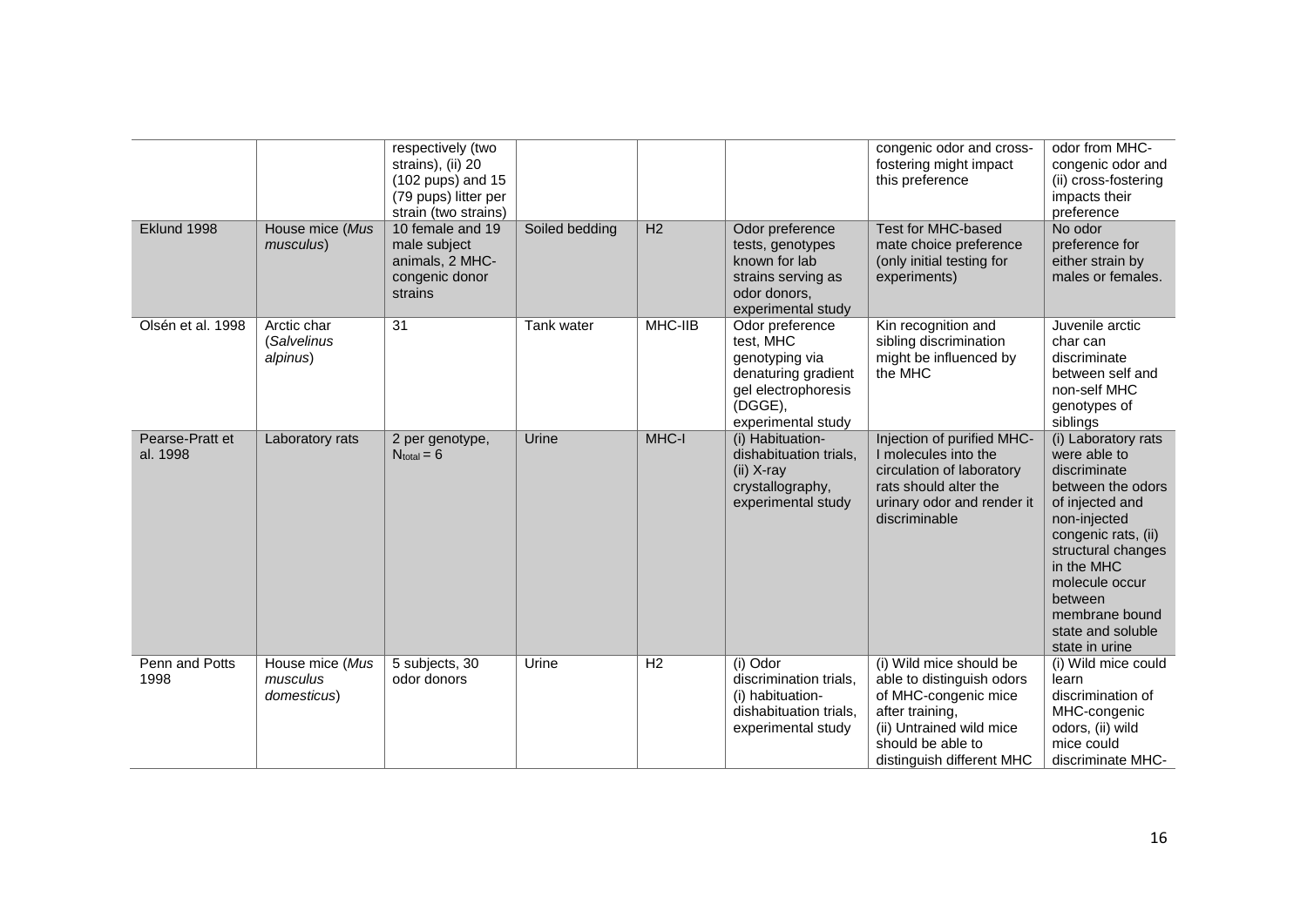| | | | | | | | |
|---|---|---|---|---|---|---|---|
| | | respectively (two strains), (ii) 20 (102 pups) and 15 (79 pups) litter per strain (two strains) | | | | congenic odor and cross-fostering might impact this preference | odor from MHC-congenic odor and (ii) cross-fostering impacts their preference |
| Eklund 1998 | House mice (*Mus musculus*) | 10 female and 19 male subject animals, 2 MHC-congenic donor strains | Soiled bedding | H2 | Odor preference tests, genotypes known for lab strains serving as odor donors, experimental study | Test for MHC-based mate choice preference (only initial testing for experiments) | No odor preference for either strain by males or females. |
| Olsén et al. 1998 | Arctic char (*Salvelinus alpinus*) | 31 | Tank water | MHC-IIB | Odor preference test, MHC genotyping via denaturing gradient gel electrophoresis (DGGE), experimental study | Kin recognition and sibling discrimination might be influenced by the MHC | Juvenile arctic char can discriminate between self and non-self MHC genotypes of siblings |
| Pearse-Pratt et al. 1998 | Laboratory rats | 2 per genotype, $N_{total} = 6$ | Urine | MHC-I | (i) Habituation-dishabituation trials, (ii) X-ray crystallography, experimental study | Injection of purified MHC-I molecules into the circulation of laboratory rats should alter the urinary odor and render it discriminable | (i) Laboratory rats were able to discriminate between the odors of injected and non-injected congenic rats, (ii) structural changes in the MHC molecule occur between membrane bound state and soluble state in urine |
| Penn and Potts 1998 | House mice (*Mus musculus domesticus*) | 5 subjects, 30 odor donors | Urine | H2 | (i) Odor discrimination trials, (i) habituation-dishabituation trials, experimental study | (i) Wild mice should be able to distinguish odors of MHC-congenic mice after training, (ii) Untrained wild mice should be able to distinguish different MHC | (i) Wild mice could learn discrimination of MHC-congenic odors, (ii) wild mice could discriminate MHC- |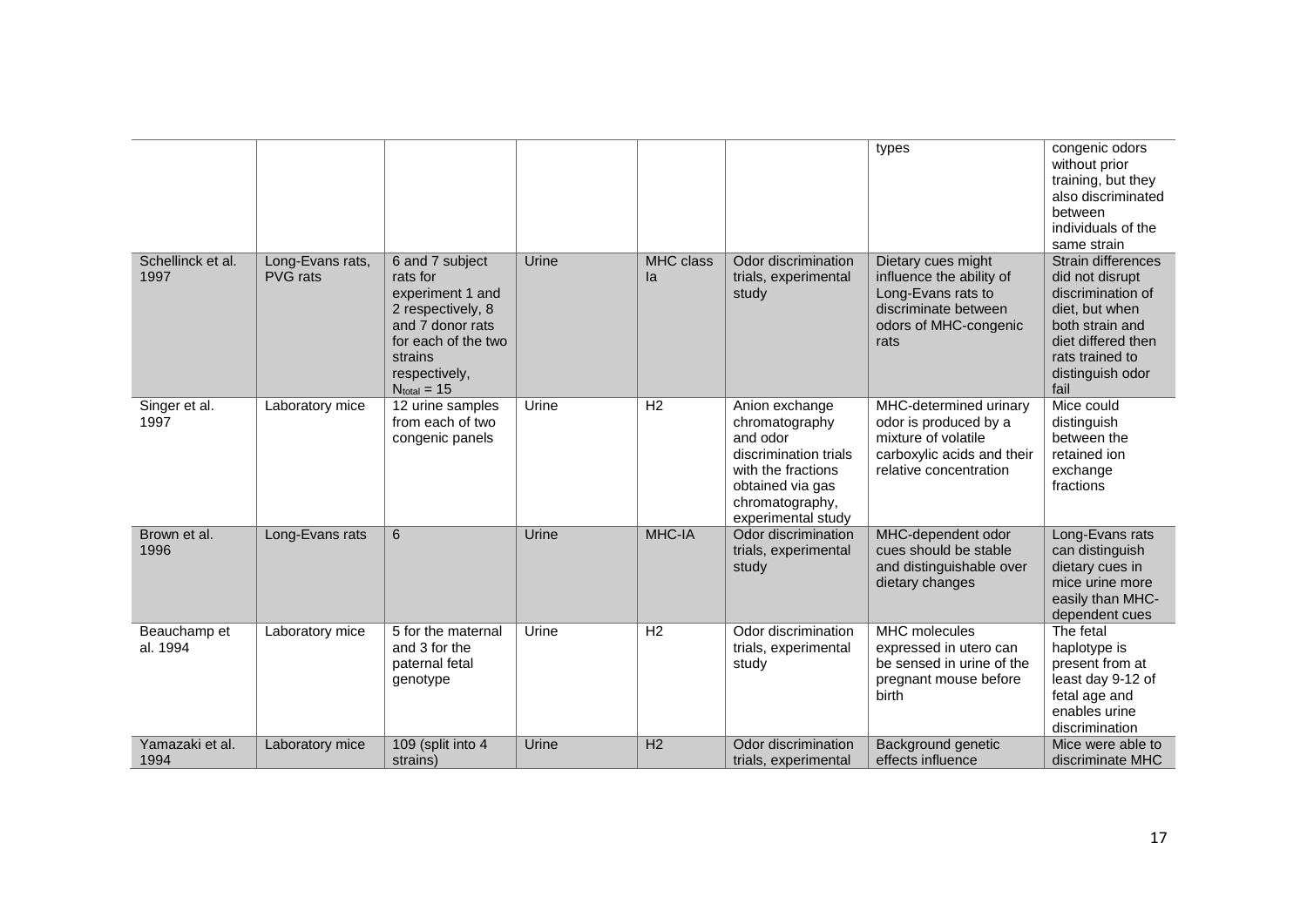| | | | | | | types | congenic odors without prior training, but they also discriminated between individuals of the same strain |
|---|---|---|---|---|---|---|---|
| Schellinck et al. 1997 | Long-Evans rats, PVG rats | 6 and 7 subject rats for experiment 1 and 2 respectively, 8 and 7 donor rats for each of the two strains respectively, $N_{total}$ = 15 | Urine | MHC class Ia | Odor discrimination trials, experimental study | Dietary cues might influence the ability of Long-Evans rats to discriminate between odors of MHC-congenic rats | Strain differences did not disrupt discrimination of diet, but when both strain and diet differed then rats trained to distinguish odor fail |
| Singer et al. 1997 | Laboratory mice | 12 urine samples from each of two congenic panels | Urine | H2 | Anion exchange chromatography and odor discrimination trials with the fractions obtained via gas chromatography, experimental study | MHC-determined urinary odor is produced by a mixture of volatile carboxylic acids and their relative concentration | Mice could distinguish between the retained ion exchange fractions |
| Brown et al. 1996 | Long-Evans rats | 6 | Urine | MHC-IA | Odor discrimination trials, experimental study | MHC-dependent odor cues should be stable and distinguishable over dietary changes | Long-Evans rats can distinguish dietary cues in mice urine more easily than MHC-dependent cues |
| Beauchamp et al. 1994 | Laboratory mice | 5 for the maternal and 3 for the paternal fetal genotype | Urine | H2 | Odor discrimination trials, experimental study | MHC molecules expressed in utero can be sensed in urine of the pregnant mouse before birth | The fetal haplotype is present from at least day 9-12 of fetal age and enables urine discrimination |
| Yamazaki et al. 1994 | Laboratory mice | 109 (split into 4 strains) | Urine | H2 | Odor discrimination trials, experimental | Background genetic effects influence | Mice were able to discriminate MHC |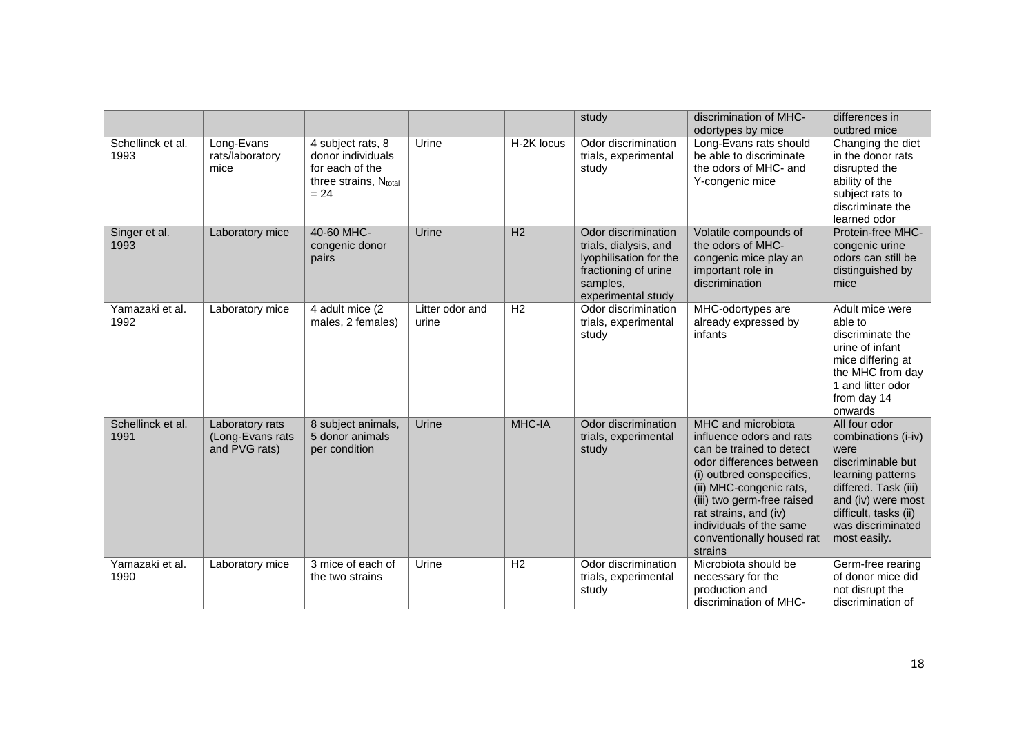|  |  |  |  |  | study | discrimination of MHC-odortypes by mice | differences in outbred mice |
|---|---|---|---|---|---|---|---|
| Schellinck et al. 1993 | Long-Evans rats/laboratory mice | 4 subject rats, 8 donor individuals for each of the three strains, $N_{total}$ = 24 | Urine | H-2K locus | Odor discrimination trials, experimental study | Long-Evans rats should be able to discriminate the odors of MHC- and Y-congenic mice | Changing the diet in the donor rats disrupted the ability of the subject rats to discriminate the learned odor |
| Singer et al. 1993 | Laboratory mice | 40-60 MHC-congenic donor pairs | Urine | H2 | Odor discrimination trials, dialysis, and lyophilisation for the fractioning of urine samples, experimental study | Volatile compounds of the odors of MHC-congenic mice play an important role in discrimination | Protein-free MHC-congenic urine odors can still be distinguished by mice |
| Yamazaki et al. 1992 | Laboratory mice | 4 adult mice (2 males, 2 females) | Litter odor and urine | H2 | Odor discrimination trials, experimental study | MHC-odortypes are already expressed by infants | Adult mice were able to discriminate the urine of infant mice differing at the MHC from day 1 and litter odor from day 14 onwards |
| Schellinck et al. 1991 | Laboratory rats (Long-Evans rats and PVG rats) | 8 subject animals, 5 donor animals per condition | Urine | MHC-IA | Odor discrimination trials, experimental study | MHC and microbiota influence odors and rats can be trained to detect odor differences between (i) outbred conspecifics, (ii) MHC-congenic rats, (iii) two germ-free raised rat strains, and (iv) individuals of the same conventionally housed rat strains | All four odor combinations (i-iv) were discriminable but learning patterns differed. Task (iii) and (iv) were most difficult, tasks (ii) was discriminated most easily. |
| Yamazaki et al. 1990 | Laboratory mice | 3 mice of each of the two strains | Urine | H2 | Odor discrimination trials, experimental study | Microbiota should be necessary for the production and discrimination of MHC- | Germ-free rearing of donor mice did not disrupt the discrimination of |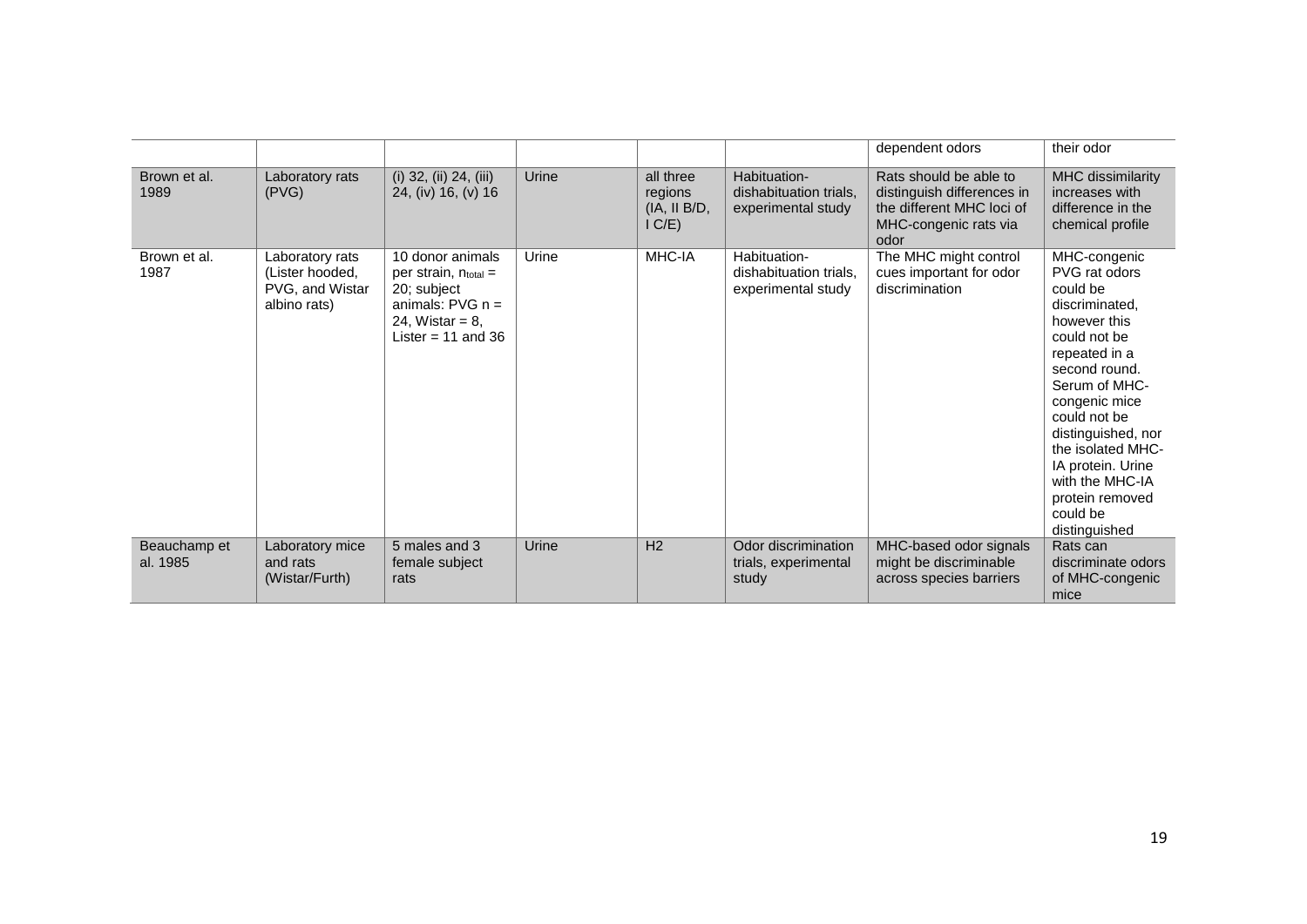|  |  |  |  |  |  | dependent odors | their odor |
|---|---|---|---|---|---|---|---|
| Brown et al. 1989 | Laboratory rats (PVG) | (i) 32, (ii) 24, (iii) 24, (iv) 16, (v) 16 | Urine | all three regions (IA, II B/D, I C/E) | Habituation-dishabituation trials, experimental study | Rats should be able to distinguish differences in the different MHC loci of MHC-congenic rats via odor | MHC dissimilarity increases with difference in the chemical profile |
| Brown et al. 1987 | Laboratory rats (Lister hooded, PVG, and Wistar albino rats) | 10 donor animals per strain, $n_{total}$ = 20; subject animals: PVG n = 24, Wistar = 8, Lister = 11 and 36 | Urine | MHC-IA | Habituation-dishabituation trials, experimental study | The MHC might control cues important for odor discrimination | MHC-congenic PVG rat odors could be discriminated, however this could not be repeated in a second round. Serum of MHC-congenic mice could not be distinguished, nor the isolated MHC-IA protein. Urine with the MHC-IA protein removed could be distinguished |
| Beauchamp et al. 1985 | Laboratory mice and rats (Wistar/Furth) | 5 males and 3 female subject rats | Urine | H2 | Odor discrimination trials, experimental study | MHC-based odor signals might be discriminable across species barriers | Rats can discriminate odors of MHC-congenic mice |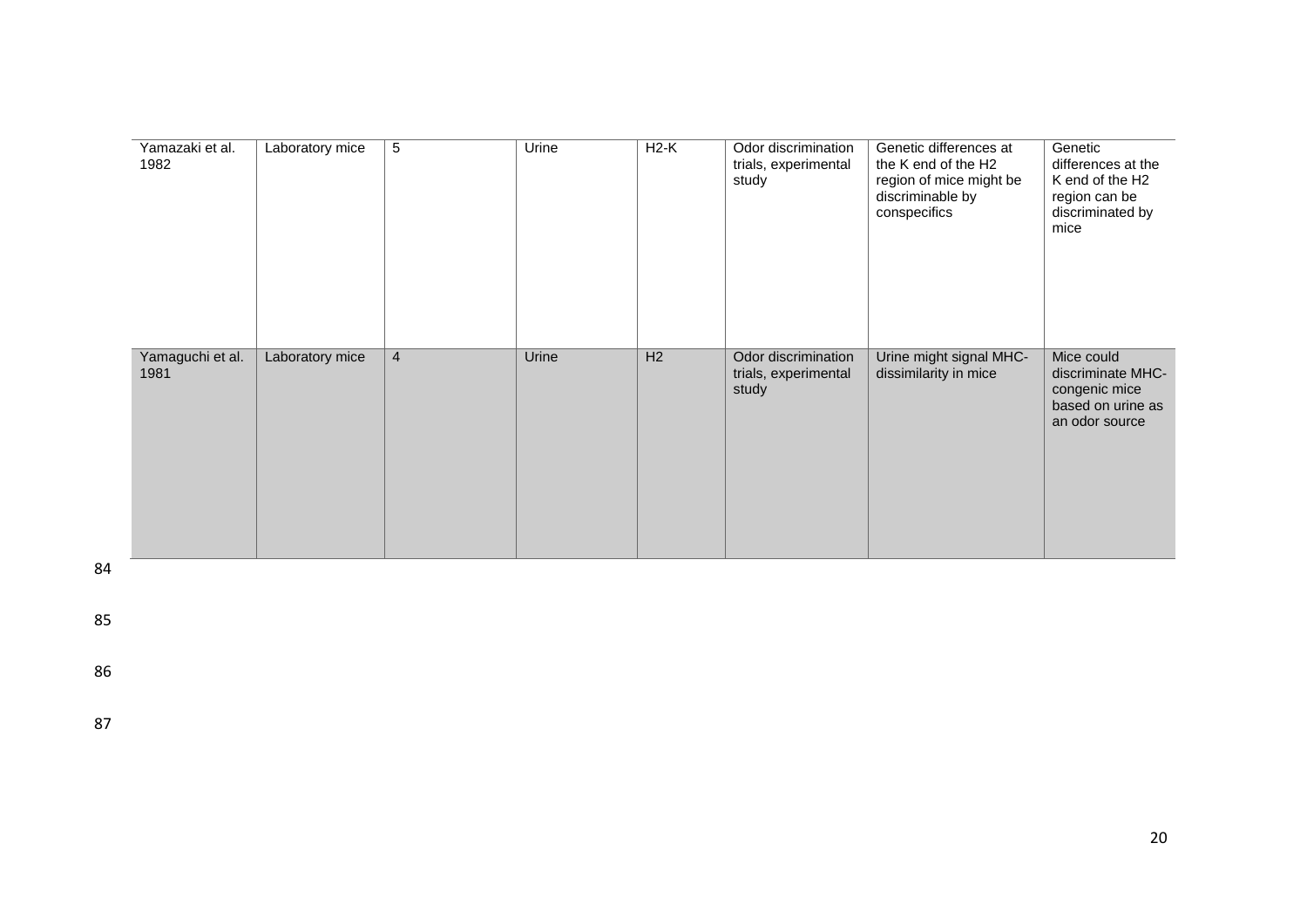| Yamazaki et al. 1982 | Laboratory mice | 5 | Urine | H2-K | Odor discrimination trials, experimental study | Genetic differences at the K end of the H2 region of mice might be discriminable by conspecifics | Genetic differences at the K end of the H2 region can be discriminated by mice |
|---|---|---|---|---|---|---|---|
| Yamaguchi et al. 1981 | Laboratory mice | 4 | Urine | H2 | Odor discrimination trials, experimental study | Urine might signal MHC-dissimilarity in mice | Mice could discriminate MHC-congenic mice based on urine as an odor source |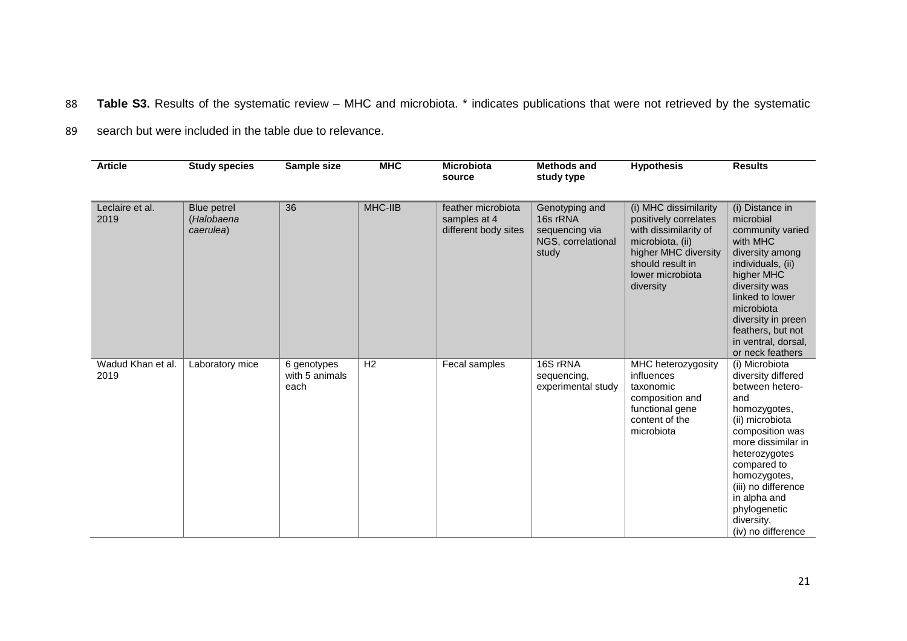**Table S3.** Results of the systematic review – MHC and microbiota. * indicates publications that were not retrieved by the systematic search but were included in the table due to relevance.

| Article | Study species | Sample size | MHC | Microbiota source | Methods and study type | Hypothesis | Results |
|---|---|---|---|---|---|---|---|
| Leclaire et al. 2019 | Blue petrel (*Halobaena caerulea*) | 36 | MHC-IIB | feather microbiota samples at 4 different body sites | Genotyping and 16s rRNA sequencing via NGS, correlational study | (i) MHC dissimilarity positively correlates with dissimilarity of microbiota, (ii) higher MHC diversity should result in lower microbiota diversity | (i) Distance in microbial community varied with MHC diversity among individuals, (ii) higher MHC diversity was linked to lower microbiota diversity in preen feathers, but not in ventral, dorsal, or neck feathers |
| Wadud Khan et al. 2019 | Laboratory mice | 6 genotypes with 5 animals each | H2 | Fecal samples | 16S rRNA sequencing, experimental study | MHC heterozygosity influences taxonomic composition and functional gene content of the microbiota | (i) Microbiota diversity differed between hetero- and homozygotes, (ii) microbiota composition was more dissimilar in heterozygotes compared to homozygotes, (iii) no difference in alpha and phylogenetic diversity, (iv) no difference |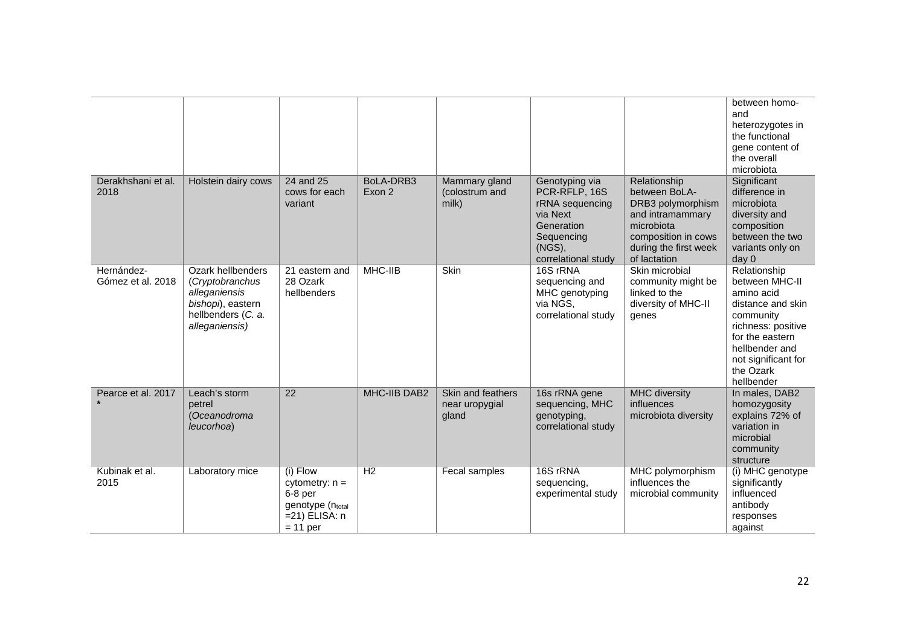| | | | | | | | |
|---|---|---|---|---|---|---|---|
| | | | | | | | between homo- and heterozygotes in the functional gene content of the overall microbiota |
| Derakhshani et al. 2018 | Holstein dairy cows | 24 and 25 cows for each variant | BoLA-DRB3 Exon 2 | Mammary gland (colostrum and milk) | Genotyping via PCR-RFLP, 16S rRNA sequencing via Next Generation Sequencing (NGS), correlational study | Relationship between BoLA-DRB3 polymorphism and intramammary microbiota composition in cows during the first week of lactation | Significant difference in microbiota diversity and composition between the two variants only on day 0 |
| Hernández-Gómez et al. 2018 | Ozark hellbenders (*Cryptobranchus alleganiensis bishopi*), eastern hellbenders (*C. a. alleganiensis)* | 21 eastern and 28 Ozark hellbenders | MHC-IIB | Skin | 16S rRNA sequencing and MHC genotyping via NGS, correlational study | Skin microbial community might be linked to the diversity of MHC-II genes | Relationship between MHC-II amino acid distance and skin community richness: positive for the eastern hellbender and not significant for the Ozark hellbender |
| Pearce et al. 2017 **\*** | Leach's storm petrel (*Oceanodroma leucorhoa*) | 22 | MHC-IIB DAB2 | Skin and feathers near uropygial gland | 16s rRNA gene sequencing, MHC genotyping, correlational study | MHC diversity influences microbiota diversity | In males, DAB2 homozygosity explains 72% of variation in microbial community structure |
| Kubinak et al. 2015 | Laboratory mice | (i) Flow cytometry: n = 6-8 per genotype ($n_{total}$ =21) ELISA: n = 11 per | H2 | Fecal samples | 16S rRNA sequencing, experimental study | MHC polymorphism influences the microbial community | (i) MHC genotype significantly influenced antibody responses against |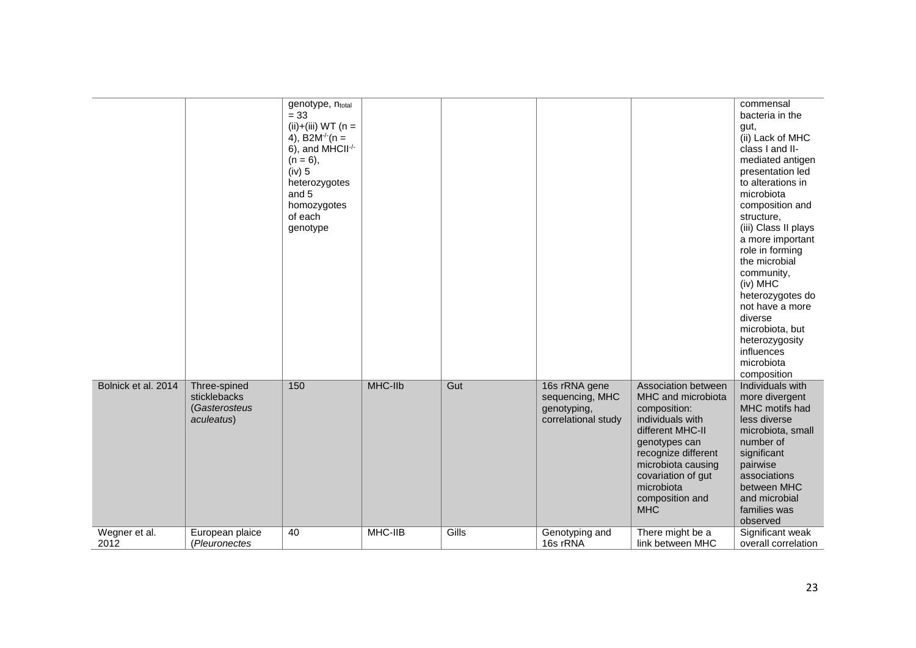| | | | | | | | |
|---|---|---|---|---|---|---|---|
| | | genotype, $n_{total}$ = 33 (ii)+(iii) WT (n = 4), B2M$^{-/-}$(n = 6), and MHCII$^{-/-}$ (n = 6), (iv) 5 heterozygotes and 5 homozygotes of each genotype | | | | | commensal bacteria in the gut, (ii) Lack of MHC class I and II-mediated antigen presentation led to alterations in microbiota composition and structure, (iii) Class II plays a more important role in forming the microbial community, (iv) MHC heterozygotes do not have a more diverse microbiota, but heterozygosity influences microbiota composition |
| Bolnick et al. 2014 | Three-spined sticklebacks (*Gasterosteus aculeatus*) | 150 | MHC-IIb | Gut | 16s rRNA gene sequencing, MHC genotyping, correlational study | Association between MHC and microbiota composition: individuals with different MHC-II genotypes can recognize different microbiota causing covariation of gut microbiota composition and MHC | Individuals with more divergent MHC motifs had less diverse microbiota, small number of significant pairwise associations between MHC and microbial families was observed |
| Wegner et al. 2012 | European plaice (*Pleuronectes | 40 | MHC-IIB | Gills | Genotyping and 16s rRNA | There might be a link between MHC | Significant weak overall correlation |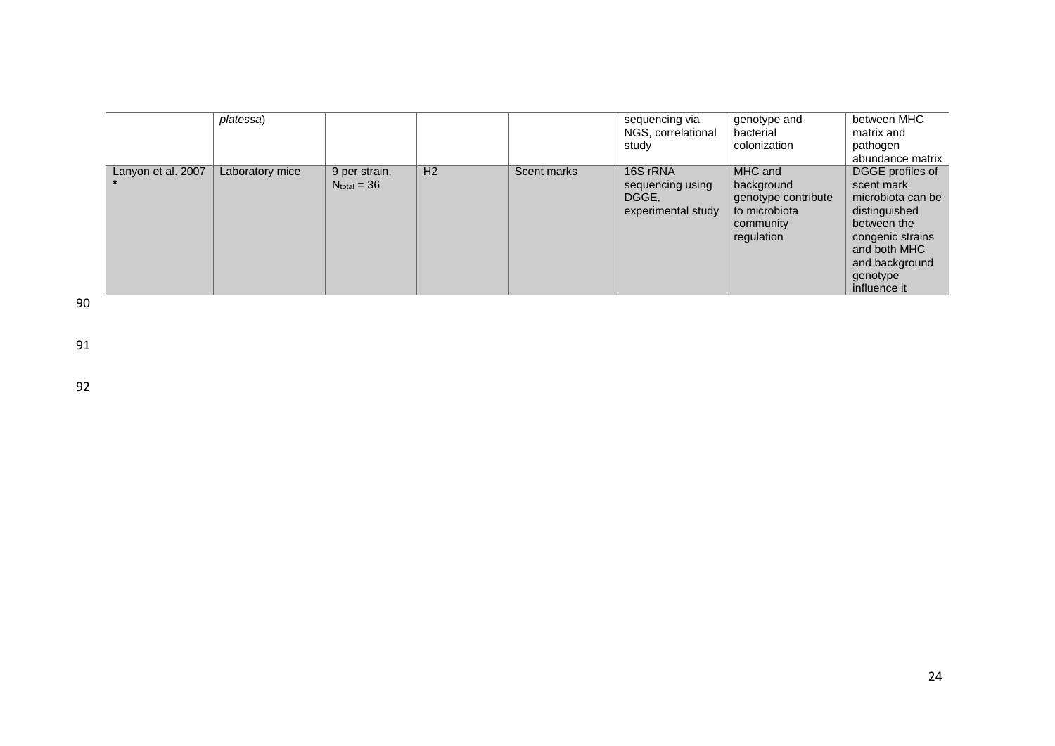| | *platessa*) | | | | sequencing via NGS, correlational study | genotype and bacterial colonization | between MHC matrix and pathogen abundance matrix |
|---|---|---|---|---|---|---|---|
| Lanyon et al. 2007 * | Laboratory mice | 9 per strain, $N_{total}$ = 36 | H2 | Scent marks | 16S rRNA sequencing using DGGE, experimental study | MHC and background genotype contribute to microbiota community regulation | DGGE profiles of scent mark microbiota can be distinguished between the congenic strains and both MHC and background genotype influence it |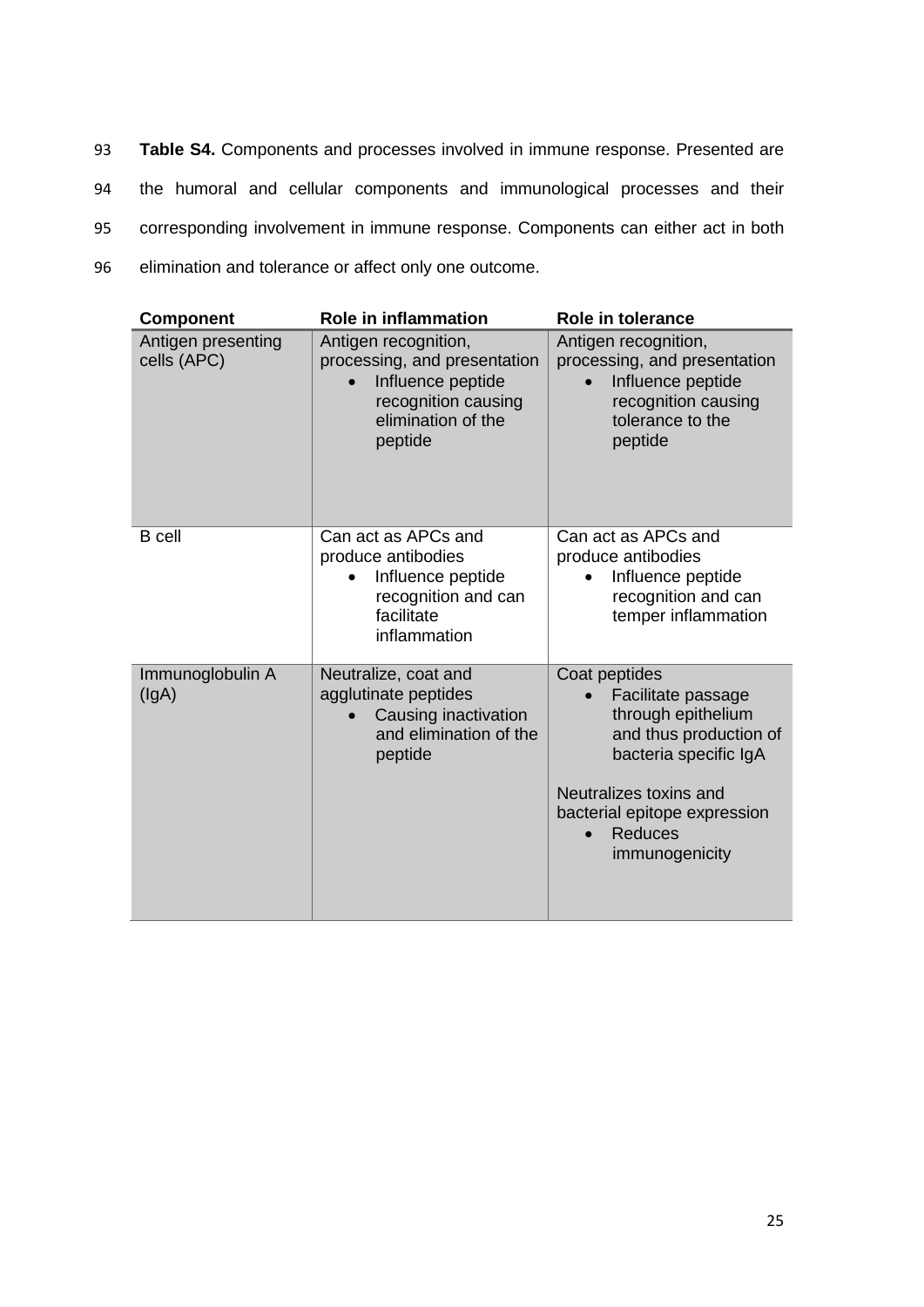**Table S4.** Components and processes involved in immune response. Presented are the humoral and cellular components and immunological processes and their corresponding involvement in immune response. Components can either act in both elimination and tolerance or affect only one outcome.

| Component | Role in inflammation | Role in tolerance |
|---|---|---|
| Antigen presenting cells (APC) | Antigen recognition, processing, and presentation<br>• Influence peptide recognition causing elimination of the peptide | Antigen recognition, processing, and presentation<br>• Influence peptide recognition causing tolerance to the peptide |
| B cell | Can act as APCs and produce antibodies<br>• Influence peptide recognition and can facilitate inflammation | Can act as APCs and produce antibodies<br>• Influence peptide recognition and can temper inflammation |
| Immunoglobulin A (IgA) | Neutralize, coat and agglutinate peptides<br>• Causing inactivation and elimination of the peptide | Coat peptides<br>• Facilitate passage through epithelium and thus production of bacteria specific IgA<br><br>Neutralizes toxins and bacterial epitope expression<br>• Reduces immunogenicity |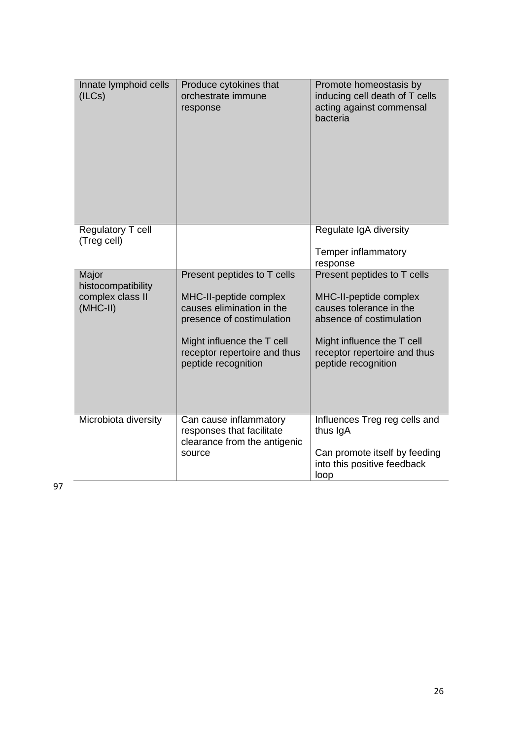| Innate lymphoid cells (ILCs) | Produce cytokines that orchestrate immune response | Promote homeostasis by inducing cell death of T cells acting against commensal bacteria |
| --- | --- | --- |
| Regulatory T cell (Treg cell) | | Regulate IgA diversity<br><br>Temper inflammatory response |
| Major histocompatibility complex class II (MHC-II) | Present peptides to T cells<br><br>MHC-II-peptide complex causes elimination in the presence of costimulation<br><br>Might influence the T cell receptor repertoire and thus peptide recognition | Present peptides to T cells<br><br>MHC-II-peptide complex causes tolerance in the absence of costimulation<br><br>Might influence the T cell receptor repertoire and thus peptide recognition |
| Microbiota diversity | Can cause inflammatory responses that facilitate clearance from the antigenic source | Influences Treg reg cells and thus IgA<br><br>Can promote itself by feeding into this positive feedback loop |

97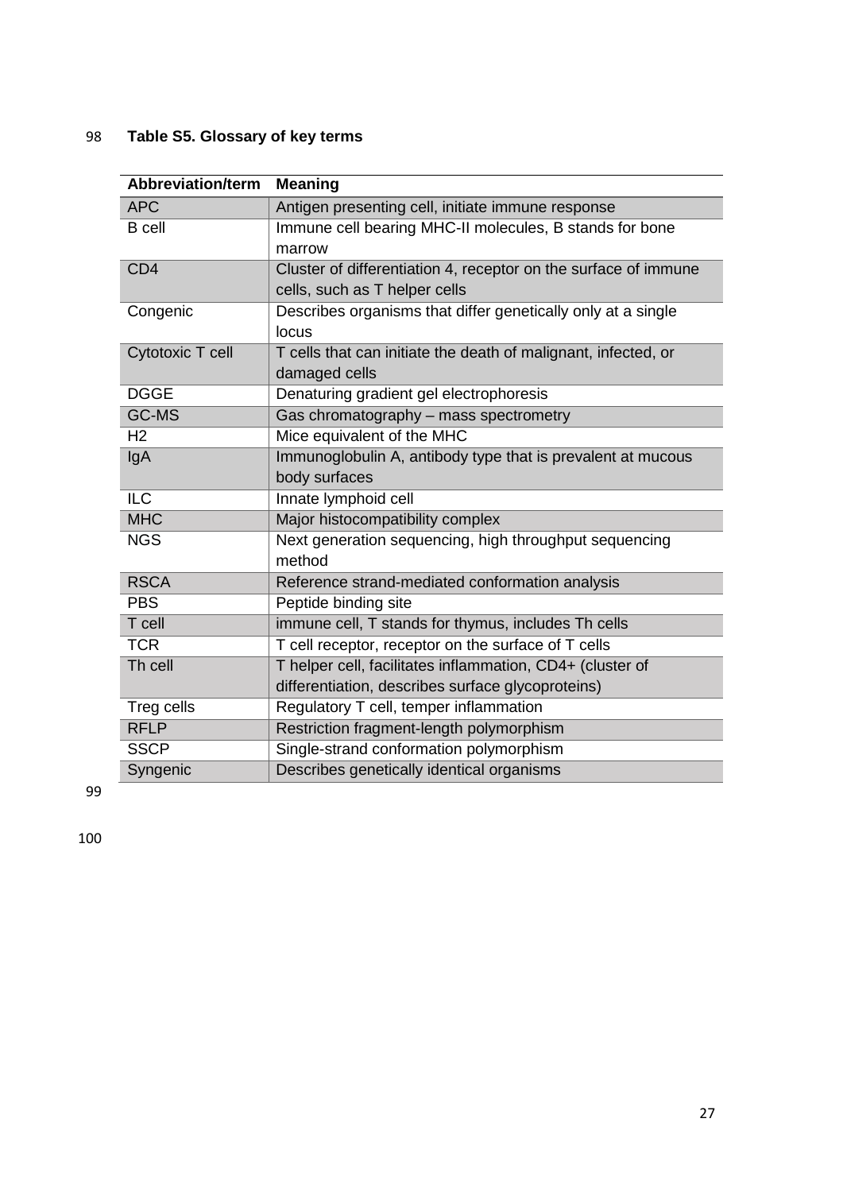**Table S5. Glossary of key terms**

| Abbreviation/term | Meaning |
|---|---|
| APC | Antigen presenting cell, initiate immune response |
| B cell | Immune cell bearing MHC-II molecules, B stands for bone marrow |
| CD4 | Cluster of differentiation 4, receptor on the surface of immune cells, such as T helper cells |
| Congenic | Describes organisms that differ genetically only at a single locus |
| Cytotoxic T cell | T cells that can initiate the death of malignant, infected, or damaged cells |
| DGGE | Denaturing gradient gel electrophoresis |
| GC-MS | Gas chromatography – mass spectrometry |
| H2 | Mice equivalent of the MHC |
| IgA | Immunoglobulin A, antibody type that is prevalent at mucous body surfaces |
| ILC | Innate lymphoid cell |
| MHC | Major histocompatibility complex |
| NGS | Next generation sequencing, high throughput sequencing method |
| RSCA | Reference strand-mediated conformation analysis |
| PBS | Peptide binding site |
| T cell | immune cell, T stands for thymus, includes Th cells |
| TCR | T cell receptor, receptor on the surface of T cells |
| Th cell | T helper cell, facilitates inflammation, CD4+ (cluster of differentiation, describes surface glycoproteins) |
| Treg cells | Regulatory T cell, temper inflammation |
| RFLP | Restriction fragment-length polymorphism |
| SSCP | Single-strand conformation polymorphism |
| Syngenic | Describes genetically identical organisms |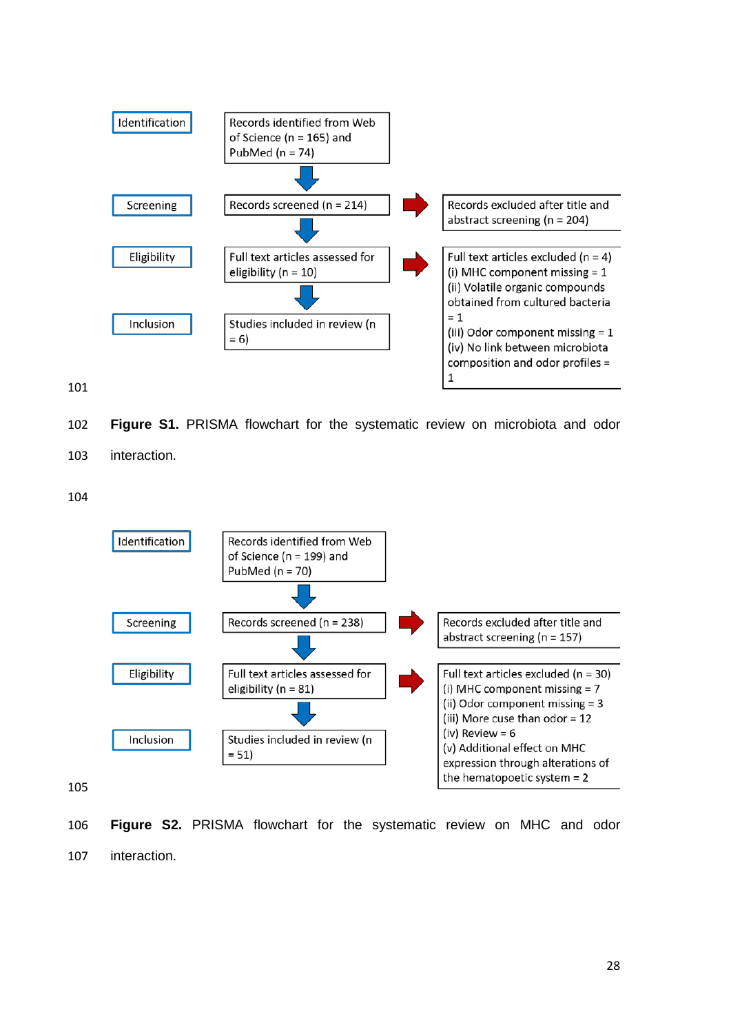Identification — Records identified from Web of Science (n = 165) and PubMed (n = 74)

Screening — Records screened (n = 214) → Records excluded after title and abstract screening (n = 204)

Eligibility — Full text articles assessed for eligibility (n = 10) → Full text articles excluded (n = 4)
(i) MHC component missing = 1
(ii) Volatile organic compounds obtained from cultured bacteria = 1
(iii) Odor component missing = 1
(iv) No link between microbiota composition and odor profiles = 1

Inclusion — Studies included in review (n = 6)

101

102 **Figure S1.** PRISMA flowchart for the systematic review on microbiota and odor

103 interaction.

104

Identification — Records identified from Web of Science (n = 199) and PubMed (n = 70)

Screening — Records screened (n = 238) → Records excluded after title and abstract screening (n = 157)

Eligibility — Full text articles assessed for eligibility (n = 81) → Full text articles excluded (n = 30)
(i) MHC component missing = 7
(ii) Odor component missing = 3
(iii) More cuse than odor = 12
(iv) Review = 6
(v) Additional effect on MHC expression through alterations of the hematopoetic system = 2

Inclusion — Studies included in review (n = 51)

105

106 **Figure S2.** PRISMA flowchart for the systematic review on MHC and odor

107 interaction.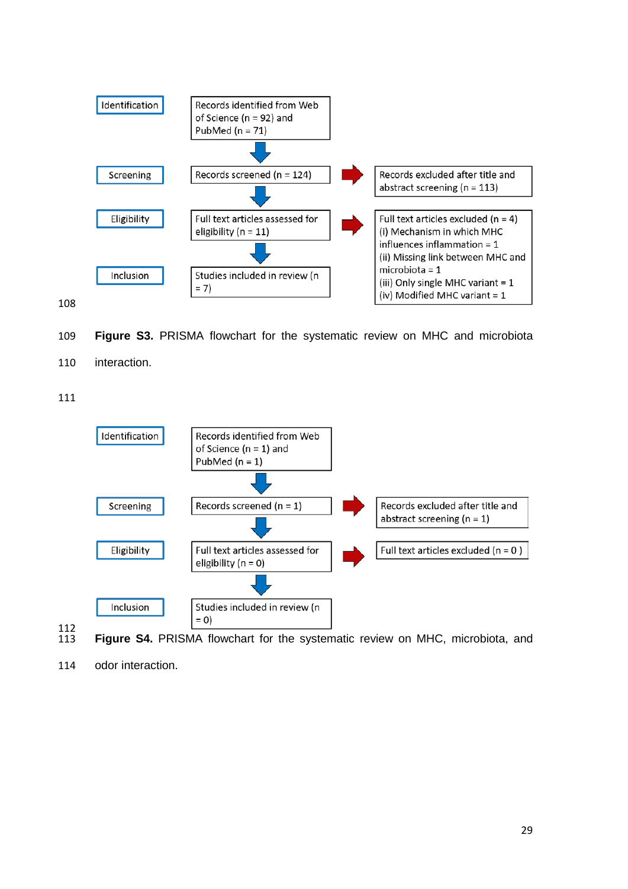Identification: Records identified from Web of Science (n = 92) and PubMed (n = 71)

Screening: Records screened (n = 124) → Records excluded after title and abstract screening (n = 113)

Eligibility: Full text articles assessed for eligibility (n = 11) → Full text articles excluded (n = 4)
(i) Mechanism in which MHC influences inflammation = 1
(ii) Missing link between MHC and microbiota = 1
(iii) Only single MHC variant = 1
(iv) Modified MHC variant = 1

Inclusion: Studies included in review (n = 7)

**Figure S3.** PRISMA flowchart for the systematic review on MHC and microbiota interaction.

Identification: Records identified from Web of Science (n = 1) and PubMed (n = 1)

Screening: Records screened (n = 1) → Records excluded after title and abstract screening (n = 1)

Eligibility: Full text articles assessed for eligibility (n = 0) → Full text articles excluded (n = 0 )

Inclusion: Studies included in review (n = 0)

**Figure S4.** PRISMA flowchart for the systematic review on MHC, microbiota, and odor interaction.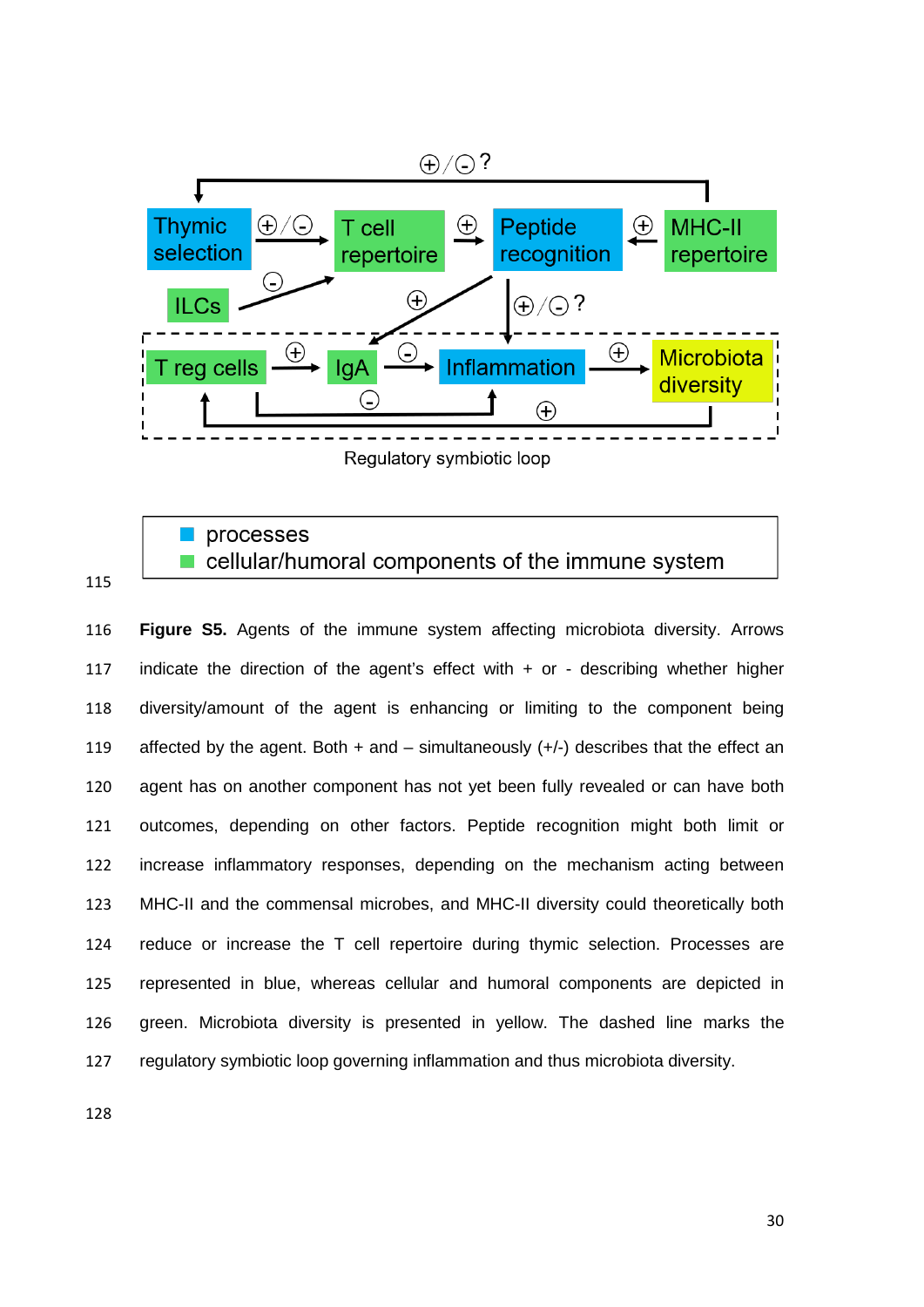Figure S5 diagram labels:

Thymic selection — T cell repertoire — Peptide recognition — MHC-II repertoire

ILCs

T reg cells — IgA — Inflammation — Microbiota diversity

Regulatory symbiotic loop

processes
cellular/humoral components of the immune system

**Figure S5.** Agents of the immune system affecting microbiota diversity. Arrows indicate the direction of the agent's effect with + or - describing whether higher diversity/amount of the agent is enhancing or limiting to the component being affected by the agent. Both + and – simultaneously (+/-) describes that the effect an agent has on another component has not yet been fully revealed or can have both outcomes, depending on other factors. Peptide recognition might both limit or increase inflammatory responses, depending on the mechanism acting between MHC-II and the commensal microbes, and MHC-II diversity could theoretically both reduce or increase the T cell repertoire during thymic selection. Processes are represented in blue, whereas cellular and humoral components are depicted in green. Microbiota diversity is presented in yellow. The dashed line marks the regulatory symbiotic loop governing inflammation and thus microbiota diversity.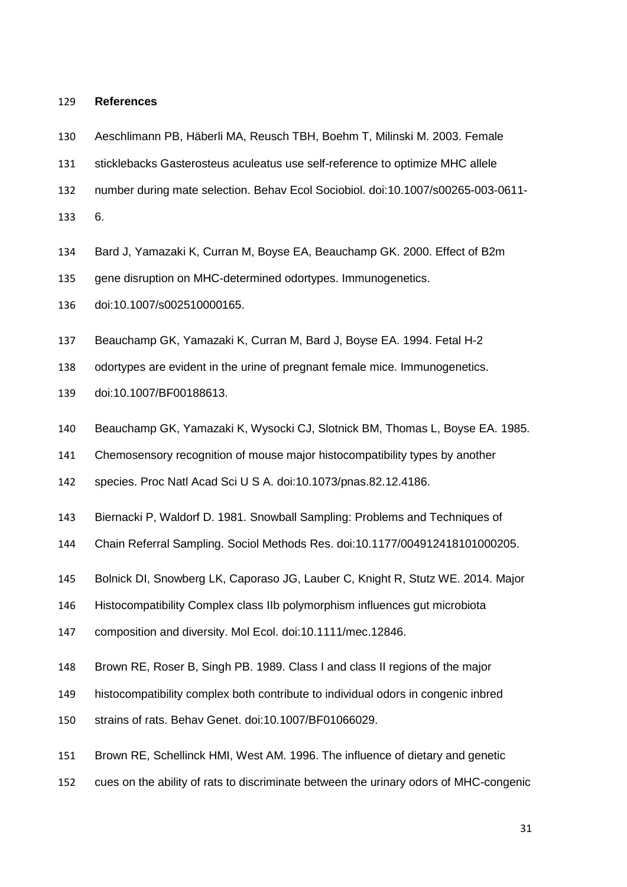## References

Aeschlimann PB, Häberli MA, Reusch TBH, Boehm T, Milinski M. 2003. Female sticklebacks Gasterosteus aculeatus use self-reference to optimize MHC allele number during mate selection. Behav Ecol Sociobiol. doi:10.1007/s00265-003-0611-6.

Bard J, Yamazaki K, Curran M, Boyse EA, Beauchamp GK. 2000. Effect of B2m gene disruption on MHC-determined odortypes. Immunogenetics. doi:10.1007/s002510000165.

Beauchamp GK, Yamazaki K, Curran M, Bard J, Boyse EA. 1994. Fetal H-2 odortypes are evident in the urine of pregnant female mice. Immunogenetics. doi:10.1007/BF00188613.

Beauchamp GK, Yamazaki K, Wysocki CJ, Slotnick BM, Thomas L, Boyse EA. 1985. Chemosensory recognition of mouse major histocompatibility types by another species. Proc Natl Acad Sci U S A. doi:10.1073/pnas.82.12.4186.

Biernacki P, Waldorf D. 1981. Snowball Sampling: Problems and Techniques of Chain Referral Sampling. Sociol Methods Res. doi:10.1177/004912418101000205.

Bolnick DI, Snowberg LK, Caporaso JG, Lauber C, Knight R, Stutz WE. 2014. Major Histocompatibility Complex class IIb polymorphism influences gut microbiota composition and diversity. Mol Ecol. doi:10.1111/mec.12846.

Brown RE, Roser B, Singh PB. 1989. Class I and class II regions of the major histocompatibility complex both contribute to individual odors in congenic inbred strains of rats. Behav Genet. doi:10.1007/BF01066029.

Brown RE, Schellinck HMI, West AM. 1996. The influence of dietary and genetic cues on the ability of rats to discriminate between the urinary odors of MHC-congenic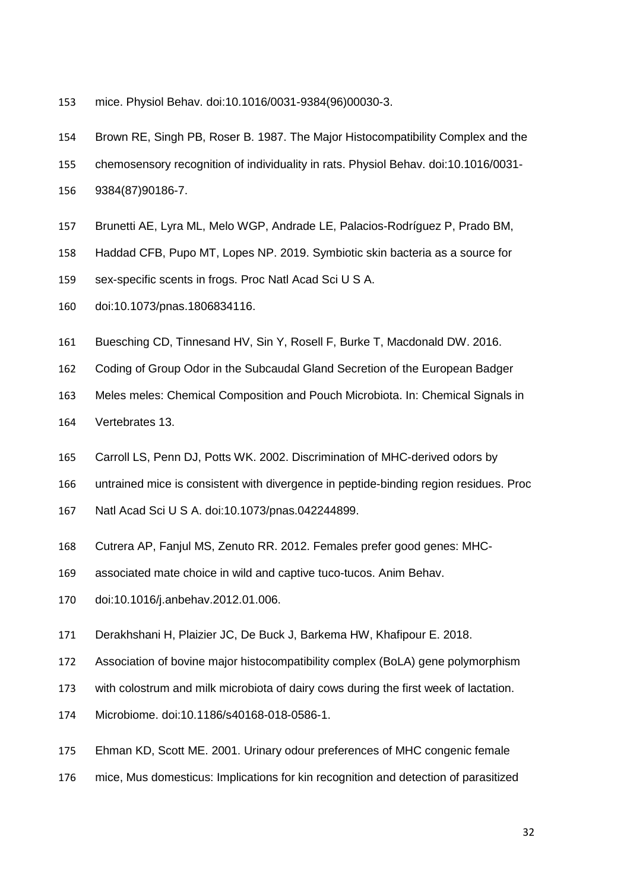mice. Physiol Behav. doi:10.1016/0031-9384(96)00030-3.

Brown RE, Singh PB, Roser B. 1987. The Major Histocompatibility Complex and the chemosensory recognition of individuality in rats. Physiol Behav. doi:10.1016/0031-9384(87)90186-7.

Brunetti AE, Lyra ML, Melo WGP, Andrade LE, Palacios-Rodríguez P, Prado BM, Haddad CFB, Pupo MT, Lopes NP. 2019. Symbiotic skin bacteria as a source for sex-specific scents in frogs. Proc Natl Acad Sci U S A. doi:10.1073/pnas.1806834116.

Buesching CD, Tinnesand HV, Sin Y, Rosell F, Burke T, Macdonald DW. 2016. Coding of Group Odor in the Subcaudal Gland Secretion of the European Badger Meles meles: Chemical Composition and Pouch Microbiota. In: Chemical Signals in Vertebrates 13.

Carroll LS, Penn DJ, Potts WK. 2002. Discrimination of MHC-derived odors by untrained mice is consistent with divergence in peptide-binding region residues. Proc Natl Acad Sci U S A. doi:10.1073/pnas.042244899.

Cutrera AP, Fanjul MS, Zenuto RR. 2012. Females prefer good genes: MHC-associated mate choice in wild and captive tuco-tucos. Anim Behav. doi:10.1016/j.anbehav.2012.01.006.

Derakhshani H, Plaizier JC, De Buck J, Barkema HW, Khafipour E. 2018. Association of bovine major histocompatibility complex (BoLA) gene polymorphism with colostrum and milk microbiota of dairy cows during the first week of lactation. Microbiome. doi:10.1186/s40168-018-0586-1.

Ehman KD, Scott ME. 2001. Urinary odour preferences of MHC congenic female mice, Mus domesticus: Implications for kin recognition and detection of parasitized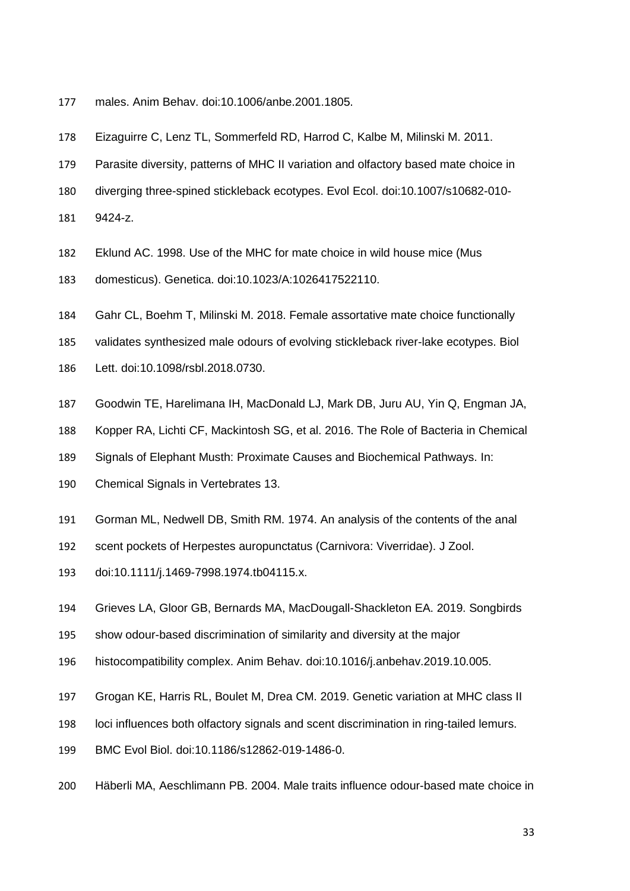177 males. Anim Behav. doi:10.1006/anbe.2001.1805.

178 Eizaguirre C, Lenz TL, Sommerfeld RD, Harrod C, Kalbe M, Milinski M. 2011.
179 Parasite diversity, patterns of MHC II variation and olfactory based mate choice in
180 diverging three-spined stickleback ecotypes. Evol Ecol. doi:10.1007/s10682-010-
181 9424-z.

182 Eklund AC. 1998. Use of the MHC for mate choice in wild house mice (Mus
183 domesticus). Genetica. doi:10.1023/A:1026417522110.

184 Gahr CL, Boehm T, Milinski M. 2018. Female assortative mate choice functionally
185 validates synthesized male odours of evolving stickleback river-lake ecotypes. Biol
186 Lett. doi:10.1098/rsbl.2018.0730.

187 Goodwin TE, Harelimana IH, MacDonald LJ, Mark DB, Juru AU, Yin Q, Engman JA,
188 Kopper RA, Lichti CF, Mackintosh SG, et al. 2016. The Role of Bacteria in Chemical
189 Signals of Elephant Musth: Proximate Causes and Biochemical Pathways. In:
190 Chemical Signals in Vertebrates 13.

191 Gorman ML, Nedwell DB, Smith RM. 1974. An analysis of the contents of the anal
192 scent pockets of Herpestes auropunctatus (Carnivora: Viverridae). J Zool.
193 doi:10.1111/j.1469-7998.1974.tb04115.x.

194 Grieves LA, Gloor GB, Bernards MA, MacDougall-Shackleton EA. 2019. Songbirds
195 show odour-based discrimination of similarity and diversity at the major
196 histocompatibility complex. Anim Behav. doi:10.1016/j.anbehav.2019.10.005.

197 Grogan KE, Harris RL, Boulet M, Drea CM. 2019. Genetic variation at MHC class II
198 loci influences both olfactory signals and scent discrimination in ring-tailed lemurs.
199 BMC Evol Biol. doi:10.1186/s12862-019-1486-0.

200 Häberli MA, Aeschlimann PB. 2004. Male traits influence odour-based mate choice in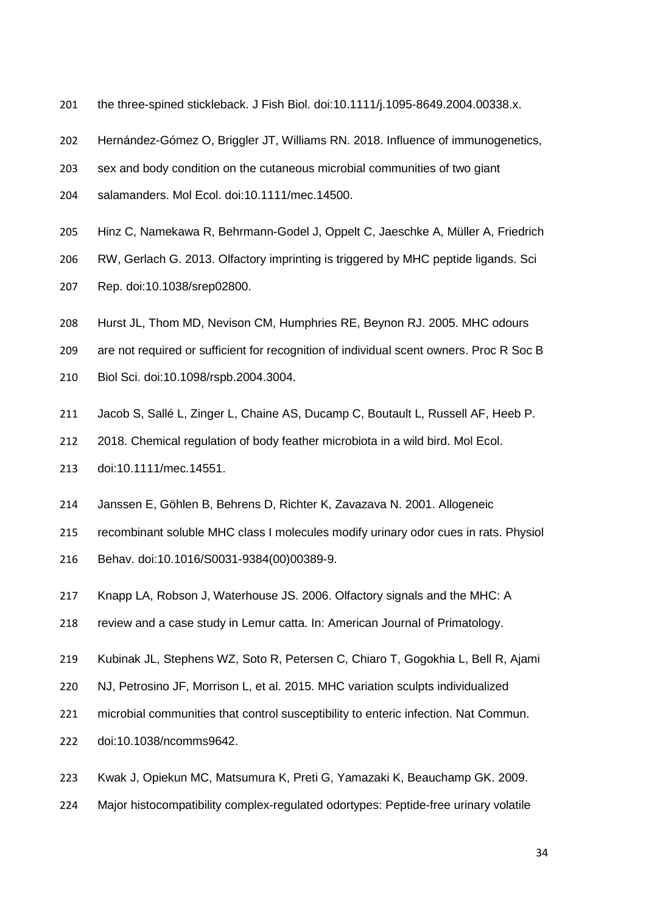the three-spined stickleback. J Fish Biol. doi:10.1111/j.1095-8649.2004.00338.x.

Hernández-Gómez O, Briggler JT, Williams RN. 2018. Influence of immunogenetics, sex and body condition on the cutaneous microbial communities of two giant salamanders. Mol Ecol. doi:10.1111/mec.14500.

Hinz C, Namekawa R, Behrmann-Godel J, Oppelt C, Jaeschke A, Müller A, Friedrich RW, Gerlach G. 2013. Olfactory imprinting is triggered by MHC peptide ligands. Sci Rep. doi:10.1038/srep02800.

Hurst JL, Thom MD, Nevison CM, Humphries RE, Beynon RJ. 2005. MHC odours are not required or sufficient for recognition of individual scent owners. Proc R Soc B Biol Sci. doi:10.1098/rspb.2004.3004.

Jacob S, Sallé L, Zinger L, Chaine AS, Ducamp C, Boutault L, Russell AF, Heeb P. 2018. Chemical regulation of body feather microbiota in a wild bird. Mol Ecol. doi:10.1111/mec.14551.

Janssen E, Göhlen B, Behrens D, Richter K, Zavazava N. 2001. Allogeneic recombinant soluble MHC class I molecules modify urinary odor cues in rats. Physiol Behav. doi:10.1016/S0031-9384(00)00389-9.

Knapp LA, Robson J, Waterhouse JS. 2006. Olfactory signals and the MHC: A review and a case study in Lemur catta. In: American Journal of Primatology.

Kubinak JL, Stephens WZ, Soto R, Petersen C, Chiaro T, Gogokhia L, Bell R, Ajami NJ, Petrosino JF, Morrison L, et al. 2015. MHC variation sculpts individualized microbial communities that control susceptibility to enteric infection. Nat Commun. doi:10.1038/ncomms9642.

Kwak J, Opiekun MC, Matsumura K, Preti G, Yamazaki K, Beauchamp GK. 2009. Major histocompatibility complex-regulated odortypes: Peptide-free urinary volatile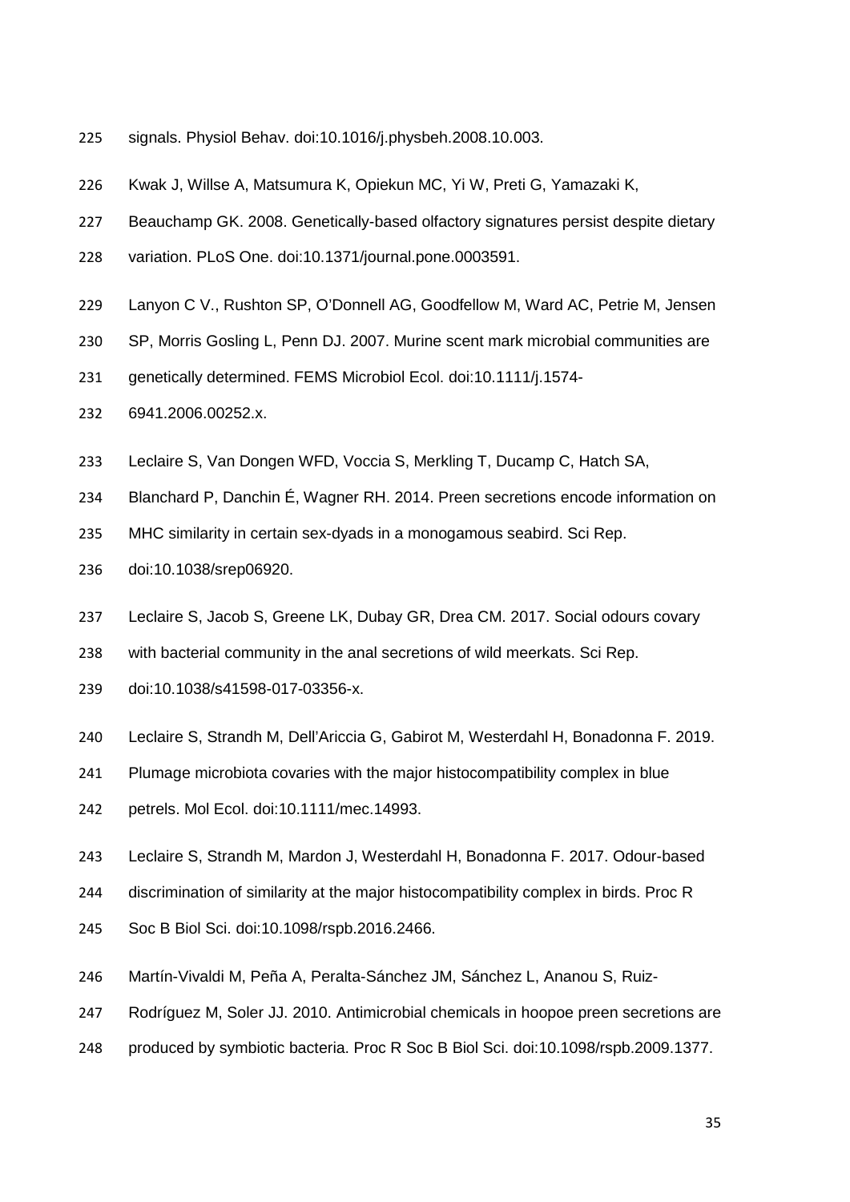signals. Physiol Behav. doi:10.1016/j.physbeh.2008.10.003.

Kwak J, Willse A, Matsumura K, Opiekun MC, Yi W, Preti G, Yamazaki K, Beauchamp GK. 2008. Genetically-based olfactory signatures persist despite dietary variation. PLoS One. doi:10.1371/journal.pone.0003591.

Lanyon C V., Rushton SP, O'Donnell AG, Goodfellow M, Ward AC, Petrie M, Jensen SP, Morris Gosling L, Penn DJ. 2007. Murine scent mark microbial communities are genetically determined. FEMS Microbiol Ecol. doi:10.1111/j.1574-6941.2006.00252.x.

Leclaire S, Van Dongen WFD, Voccia S, Merkling T, Ducamp C, Hatch SA, Blanchard P, Danchin É, Wagner RH. 2014. Preen secretions encode information on MHC similarity in certain sex-dyads in a monogamous seabird. Sci Rep. doi:10.1038/srep06920.

Leclaire S, Jacob S, Greene LK, Dubay GR, Drea CM. 2017. Social odours covary with bacterial community in the anal secretions of wild meerkats. Sci Rep. doi:10.1038/s41598-017-03356-x.

Leclaire S, Strandh M, Dell'Ariccia G, Gabirot M, Westerdahl H, Bonadonna F. 2019. Plumage microbiota covaries with the major histocompatibility complex in blue petrels. Mol Ecol. doi:10.1111/mec.14993.

Leclaire S, Strandh M, Mardon J, Westerdahl H, Bonadonna F. 2017. Odour-based discrimination of similarity at the major histocompatibility complex in birds. Proc R Soc B Biol Sci. doi:10.1098/rspb.2016.2466.

Martín-Vivaldi M, Peña A, Peralta-Sánchez JM, Sánchez L, Ananou S, Ruiz-Rodríguez M, Soler JJ. 2010. Antimicrobial chemicals in hoopoe preen secretions are produced by symbiotic bacteria. Proc R Soc B Biol Sci. doi:10.1098/rspb.2009.1377.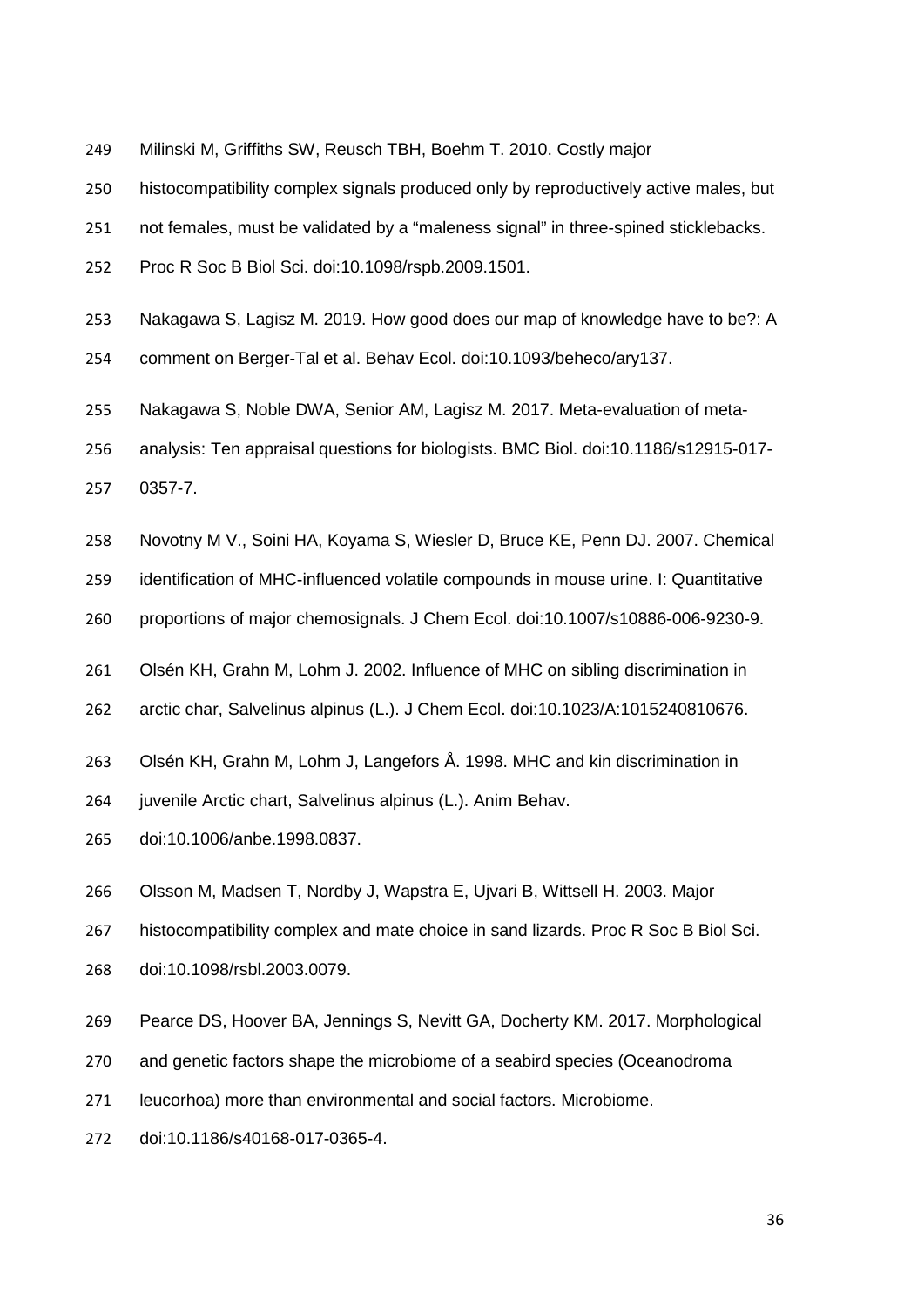Milinski M, Griffiths SW, Reusch TBH, Boehm T. 2010. Costly major histocompatibility complex signals produced only by reproductively active males, but not females, must be validated by a "maleness signal" in three-spined sticklebacks. Proc R Soc B Biol Sci. doi:10.1098/rspb.2009.1501.

Nakagawa S, Lagisz M. 2019. How good does our map of knowledge have to be?: A comment on Berger-Tal et al. Behav Ecol. doi:10.1093/beheco/ary137.

Nakagawa S, Noble DWA, Senior AM, Lagisz M. 2017. Meta-evaluation of meta-analysis: Ten appraisal questions for biologists. BMC Biol. doi:10.1186/s12915-017-0357-7.

Novotny M V., Soini HA, Koyama S, Wiesler D, Bruce KE, Penn DJ. 2007. Chemical identification of MHC-influenced volatile compounds in mouse urine. I: Quantitative proportions of major chemosignals. J Chem Ecol. doi:10.1007/s10886-006-9230-9.

Olsén KH, Grahn M, Lohm J. 2002. Influence of MHC on sibling discrimination in arctic char, Salvelinus alpinus (L.). J Chem Ecol. doi:10.1023/A:1015240810676.

Olsén KH, Grahn M, Lohm J, Langefors Å. 1998. MHC and kin discrimination in juvenile Arctic chart, Salvelinus alpinus (L.). Anim Behav. doi:10.1006/anbe.1998.0837.

Olsson M, Madsen T, Nordby J, Wapstra E, Ujvari B, Wittsell H. 2003. Major histocompatibility complex and mate choice in sand lizards. Proc R Soc B Biol Sci. doi:10.1098/rsbl.2003.0079.

Pearce DS, Hoover BA, Jennings S, Nevitt GA, Docherty KM. 2017. Morphological and genetic factors shape the microbiome of a seabird species (Oceanodroma leucorhoa) more than environmental and social factors. Microbiome. doi:10.1186/s40168-017-0365-4.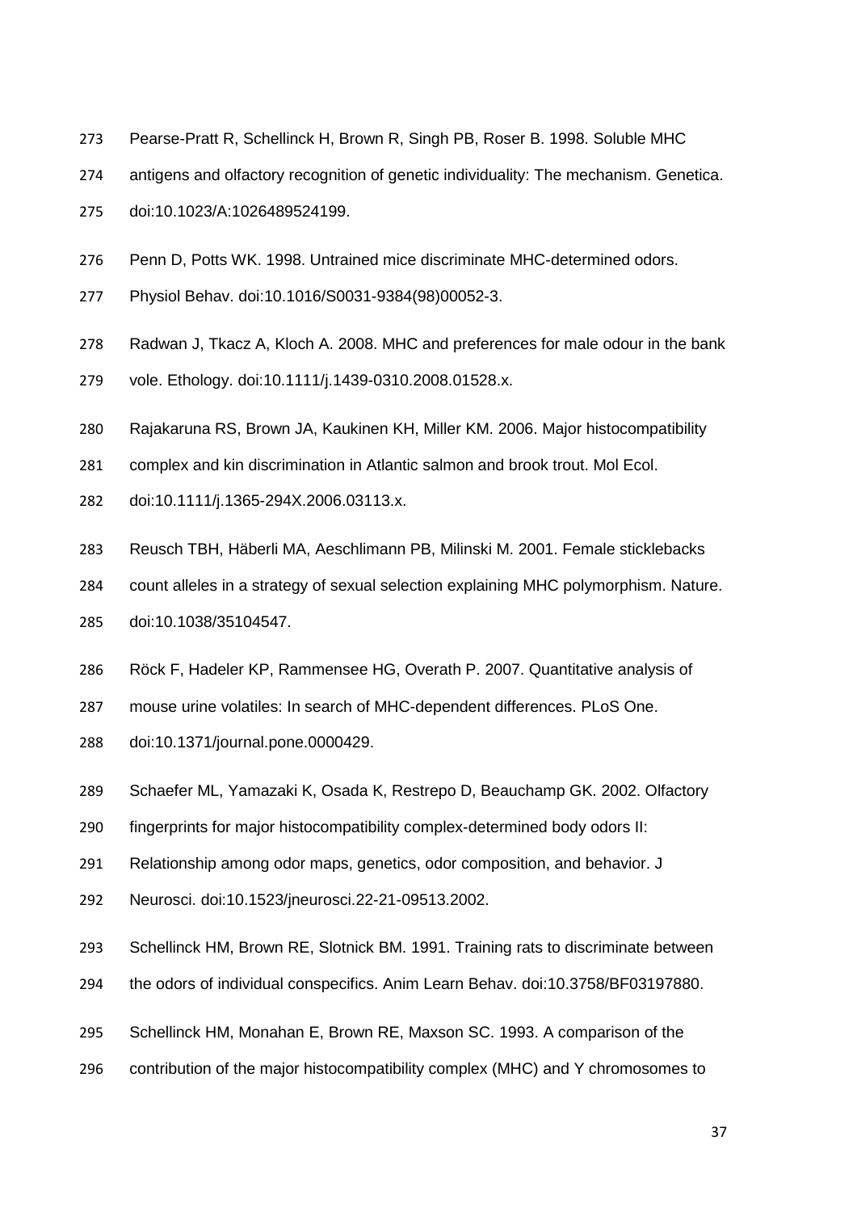Pearse-Pratt R, Schellinck H, Brown R, Singh PB, Roser B. 1998. Soluble MHC antigens and olfactory recognition of genetic individuality: The mechanism. Genetica. doi:10.1023/A:1026489524199.

Penn D, Potts WK. 1998. Untrained mice discriminate MHC-determined odors. Physiol Behav. doi:10.1016/S0031-9384(98)00052-3.

Radwan J, Tkacz A, Kloch A. 2008. MHC and preferences for male odour in the bank vole. Ethology. doi:10.1111/j.1439-0310.2008.01528.x.

Rajakaruna RS, Brown JA, Kaukinen KH, Miller KM. 2006. Major histocompatibility complex and kin discrimination in Atlantic salmon and brook trout. Mol Ecol. doi:10.1111/j.1365-294X.2006.03113.x.

Reusch TBH, Häberli MA, Aeschlimann PB, Milinski M. 2001. Female sticklebacks count alleles in a strategy of sexual selection explaining MHC polymorphism. Nature. doi:10.1038/35104547.

Röck F, Hadeler KP, Rammensee HG, Overath P. 2007. Quantitative analysis of mouse urine volatiles: In search of MHC-dependent differences. PLoS One. doi:10.1371/journal.pone.0000429.

Schaefer ML, Yamazaki K, Osada K, Restrepo D, Beauchamp GK. 2002. Olfactory fingerprints for major histocompatibility complex-determined body odors II: Relationship among odor maps, genetics, odor composition, and behavior. J Neurosci. doi:10.1523/jneurosci.22-21-09513.2002.

Schellinck HM, Brown RE, Slotnick BM. 1991. Training rats to discriminate between the odors of individual conspecifics. Anim Learn Behav. doi:10.3758/BF03197880.

Schellinck HM, Monahan E, Brown RE, Maxson SC. 1993. A comparison of the contribution of the major histocompatibility complex (MHC) and Y chromosomes to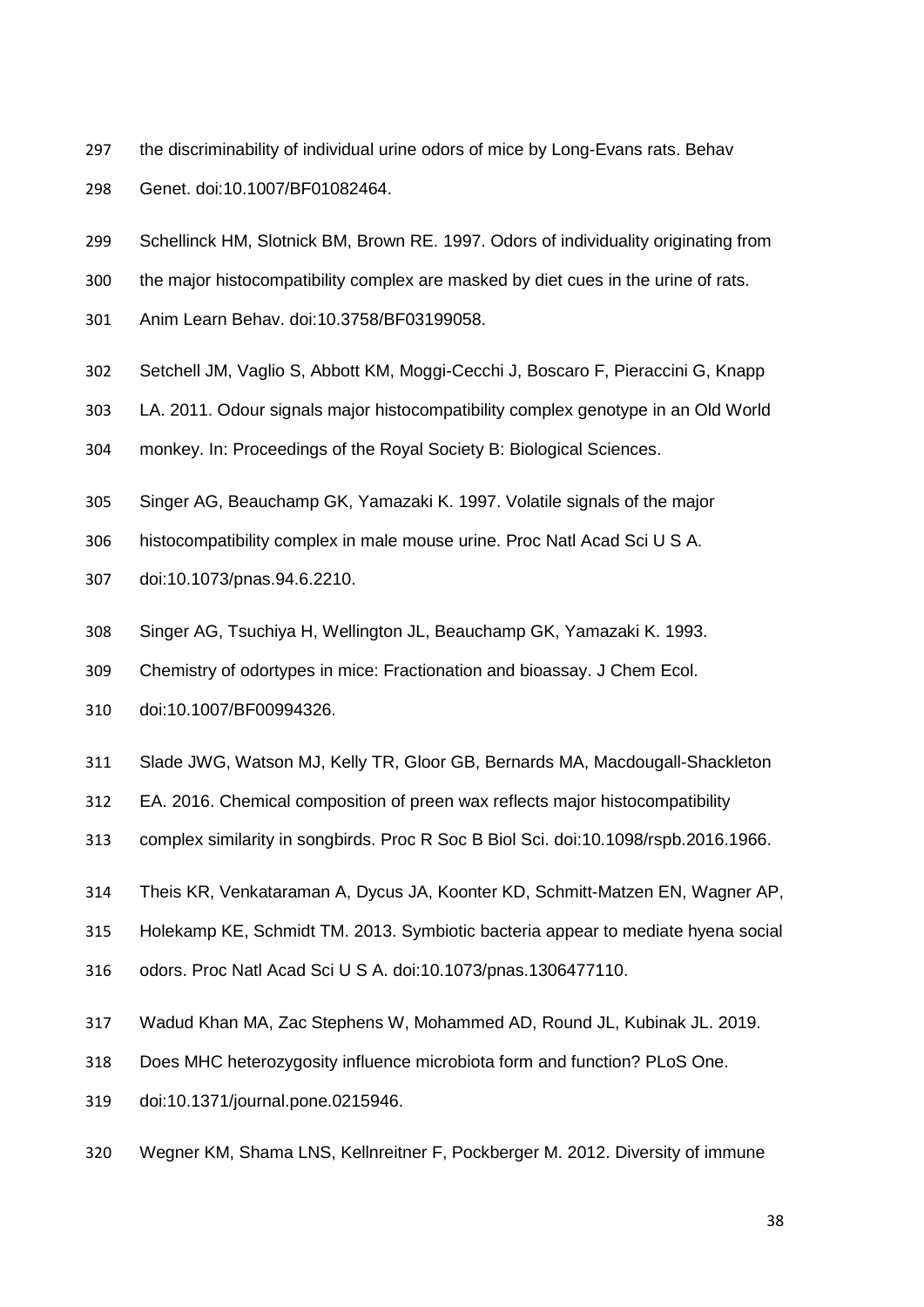the discriminability of individual urine odors of mice by Long-Evans rats. Behav Genet. doi:10.1007/BF01082464.

Schellinck HM, Slotnick BM, Brown RE. 1997. Odors of individuality originating from the major histocompatibility complex are masked by diet cues in the urine of rats. Anim Learn Behav. doi:10.3758/BF03199058.

Setchell JM, Vaglio S, Abbott KM, Moggi-Cecchi J, Boscaro F, Pieraccini G, Knapp LA. 2011. Odour signals major histocompatibility complex genotype in an Old World monkey. In: Proceedings of the Royal Society B: Biological Sciences.

Singer AG, Beauchamp GK, Yamazaki K. 1997. Volatile signals of the major histocompatibility complex in male mouse urine. Proc Natl Acad Sci U S A. doi:10.1073/pnas.94.6.2210.

Singer AG, Tsuchiya H, Wellington JL, Beauchamp GK, Yamazaki K. 1993. Chemistry of odortypes in mice: Fractionation and bioassay. J Chem Ecol. doi:10.1007/BF00994326.

Slade JWG, Watson MJ, Kelly TR, Gloor GB, Bernards MA, Macdougall-Shackleton EA. 2016. Chemical composition of preen wax reflects major histocompatibility complex similarity in songbirds. Proc R Soc B Biol Sci. doi:10.1098/rspb.2016.1966.

Theis KR, Venkataraman A, Dycus JA, Koonter KD, Schmitt-Matzen EN, Wagner AP, Holekamp KE, Schmidt TM. 2013. Symbiotic bacteria appear to mediate hyena social odors. Proc Natl Acad Sci U S A. doi:10.1073/pnas.1306477110.

Wadud Khan MA, Zac Stephens W, Mohammed AD, Round JL, Kubinak JL. 2019. Does MHC heterozygosity influence microbiota form and function? PLoS One. doi:10.1371/journal.pone.0215946.

Wegner KM, Shama LNS, Kellnreitner F, Pockberger M. 2012. Diversity of immune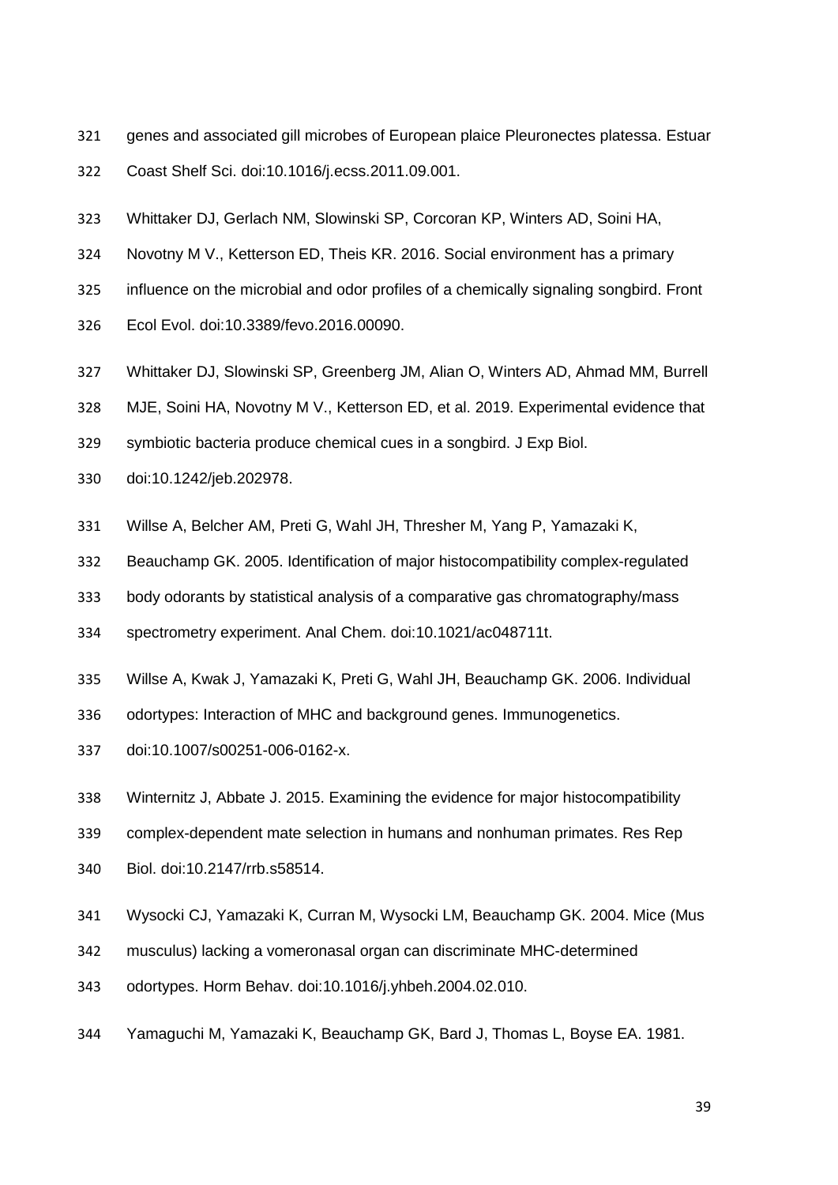genes and associated gill microbes of European plaice Pleuronectes platessa. Estuar Coast Shelf Sci. doi:10.1016/j.ecss.2011.09.001.

Whittaker DJ, Gerlach NM, Slowinski SP, Corcoran KP, Winters AD, Soini HA, Novotny M V., Ketterson ED, Theis KR. 2016. Social environment has a primary influence on the microbial and odor profiles of a chemically signaling songbird. Front Ecol Evol. doi:10.3389/fevo.2016.00090.

Whittaker DJ, Slowinski SP, Greenberg JM, Alian O, Winters AD, Ahmad MM, Burrell MJE, Soini HA, Novotny M V., Ketterson ED, et al. 2019. Experimental evidence that symbiotic bacteria produce chemical cues in a songbird. J Exp Biol. doi:10.1242/jeb.202978.

Willse A, Belcher AM, Preti G, Wahl JH, Thresher M, Yang P, Yamazaki K, Beauchamp GK. 2005. Identification of major histocompatibility complex-regulated body odorants by statistical analysis of a comparative gas chromatography/mass spectrometry experiment. Anal Chem. doi:10.1021/ac048711t.

Willse A, Kwak J, Yamazaki K, Preti G, Wahl JH, Beauchamp GK. 2006. Individual odortypes: Interaction of MHC and background genes. Immunogenetics. doi:10.1007/s00251-006-0162-x.

Winternitz J, Abbate J. 2015. Examining the evidence for major histocompatibility complex-dependent mate selection in humans and nonhuman primates. Res Rep Biol. doi:10.2147/rrb.s58514.

Wysocki CJ, Yamazaki K, Curran M, Wysocki LM, Beauchamp GK. 2004. Mice (Mus musculus) lacking a vomeronasal organ can discriminate MHC-determined odortypes. Horm Behav. doi:10.1016/j.yhbeh.2004.02.010.

Yamaguchi M, Yamazaki K, Beauchamp GK, Bard J, Thomas L, Boyse EA. 1981.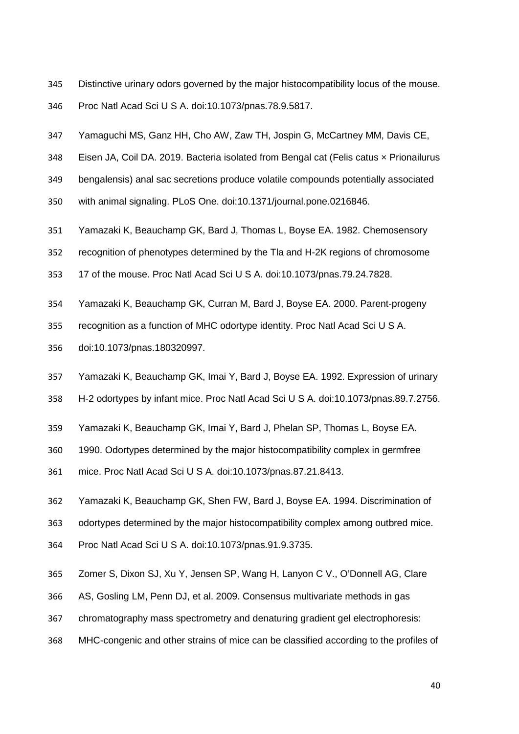Distinctive urinary odors governed by the major histocompatibility locus of the mouse. Proc Natl Acad Sci U S A. doi:10.1073/pnas.78.9.5817.

Yamaguchi MS, Ganz HH, Cho AW, Zaw TH, Jospin G, McCartney MM, Davis CE, Eisen JA, Coil DA. 2019. Bacteria isolated from Bengal cat (Felis catus × Prionailurus bengalensis) anal sac secretions produce volatile compounds potentially associated with animal signaling. PLoS One. doi:10.1371/journal.pone.0216846.

Yamazaki K, Beauchamp GK, Bard J, Thomas L, Boyse EA. 1982. Chemosensory recognition of phenotypes determined by the Tla and H-2K regions of chromosome 17 of the mouse. Proc Natl Acad Sci U S A. doi:10.1073/pnas.79.24.7828.

Yamazaki K, Beauchamp GK, Curran M, Bard J, Boyse EA. 2000. Parent-progeny recognition as a function of MHC odortype identity. Proc Natl Acad Sci U S A. doi:10.1073/pnas.180320997.

Yamazaki K, Beauchamp GK, Imai Y, Bard J, Boyse EA. 1992. Expression of urinary H-2 odortypes by infant mice. Proc Natl Acad Sci U S A. doi:10.1073/pnas.89.7.2756.

Yamazaki K, Beauchamp GK, Imai Y, Bard J, Phelan SP, Thomas L, Boyse EA. 1990. Odortypes determined by the major histocompatibility complex in germfree mice. Proc Natl Acad Sci U S A. doi:10.1073/pnas.87.21.8413.

Yamazaki K, Beauchamp GK, Shen FW, Bard J, Boyse EA. 1994. Discrimination of odortypes determined by the major histocompatibility complex among outbred mice. Proc Natl Acad Sci U S A. doi:10.1073/pnas.91.9.3735.

Zomer S, Dixon SJ, Xu Y, Jensen SP, Wang H, Lanyon C V., O'Donnell AG, Clare AS, Gosling LM, Penn DJ, et al. 2009. Consensus multivariate methods in gas chromatography mass spectrometry and denaturing gradient gel electrophoresis: MHC-congenic and other strains of mice can be classified according to the profiles of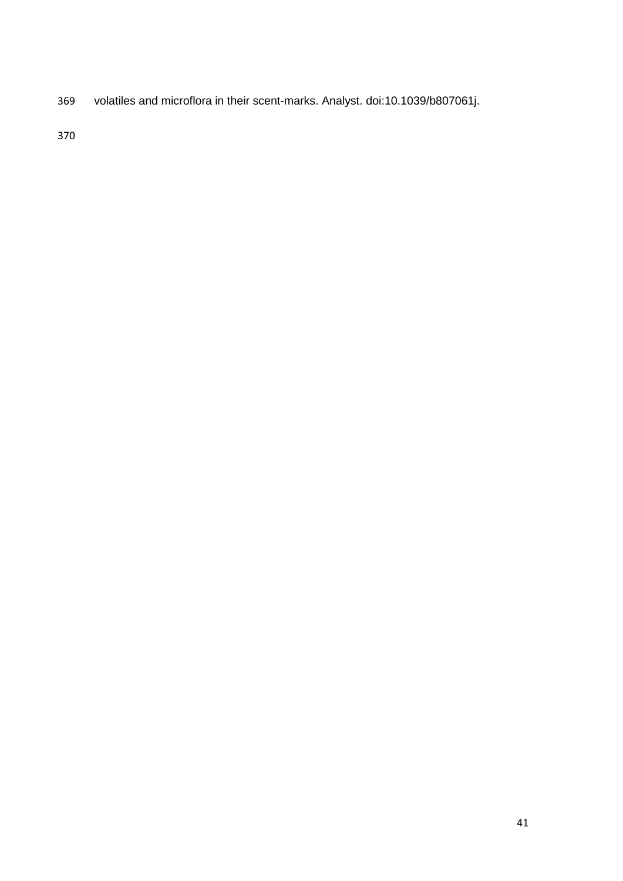volatiles and microflora in their scent-marks. Analyst. doi:10.1039/b807061j.